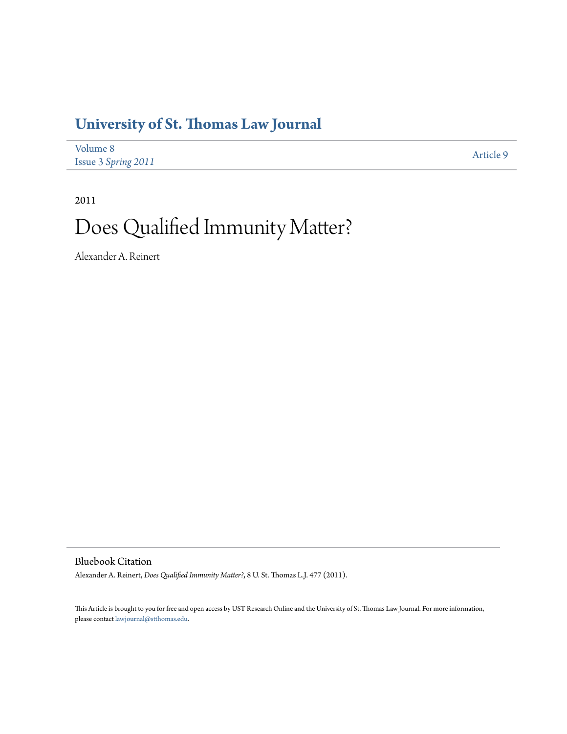# University of St. Thomas Law Journal

Volume 8
Issue 3 *Spring 2011*

Article 9

2011

# Does Qualified Immunity Matter?

Alexander A. Reinert

## Bluebook Citation

Alexander A. Reinert, *Does Qualified Immunity Matter?*, 8 U. St. Thomas L.J. 477 (2011).

This Article is brought to you for free and open access by UST Research Online and the University of St. Thomas Law Journal. For more information, please contact lawjournal@stthomas.edu.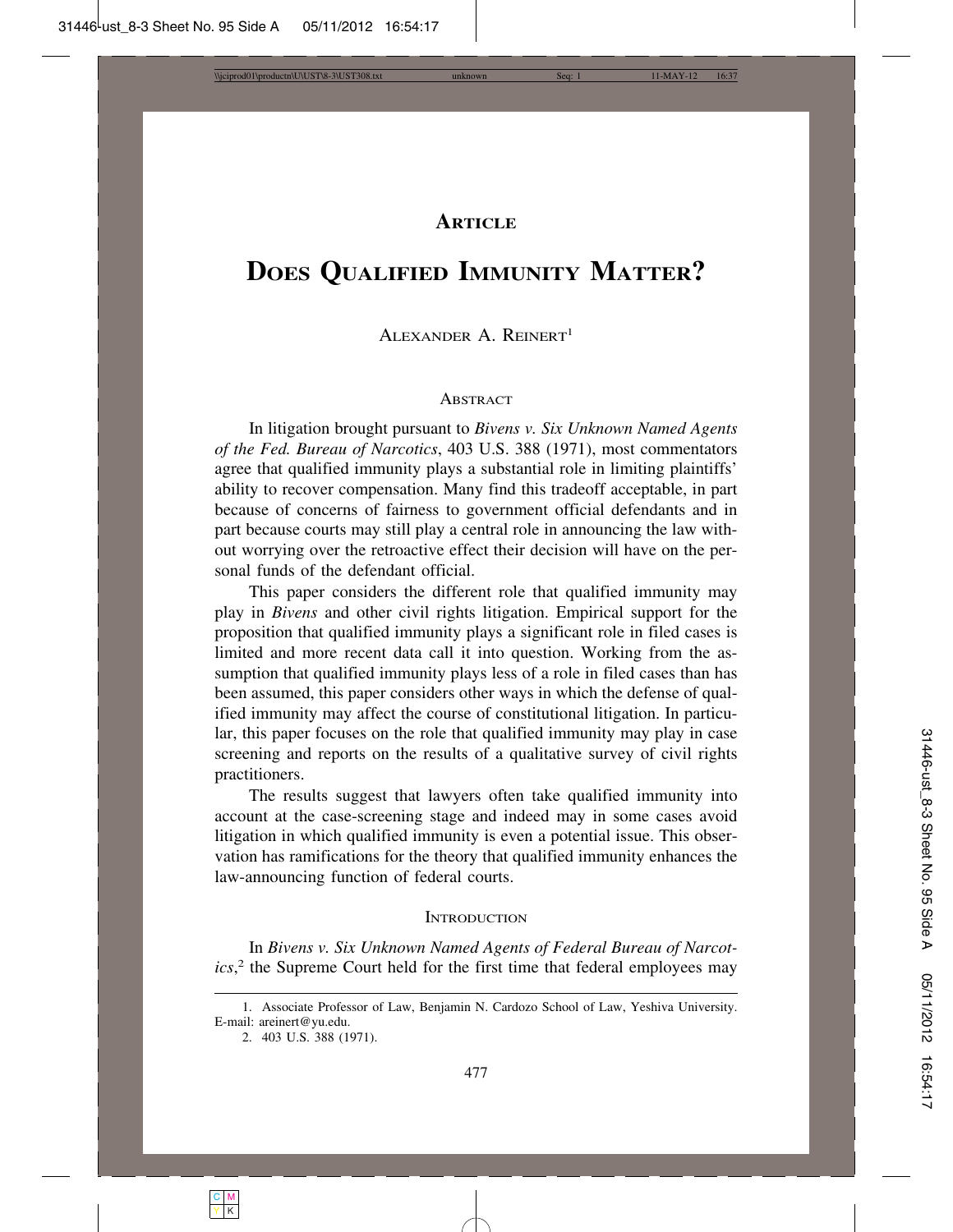# ARTICLE

# DOES QUALIFIED IMMUNITY MATTER?

ALEXANDER A. REINERT[1]

## ABSTRACT

In litigation brought pursuant to *Bivens v. Six Unknown Named Agents of the Fed. Bureau of Narcotics*, 403 U.S. 388 (1971), most commentators agree that qualified immunity plays a substantial role in limiting plaintiffs' ability to recover compensation. Many find this tradeoff acceptable, in part because of concerns of fairness to government official defendants and in part because courts may still play a central role in announcing the law without worrying over the retroactive effect their decision will have on the personal funds of the defendant official.

This paper considers the different role that qualified immunity may play in *Bivens* and other civil rights litigation. Empirical support for the proposition that qualified immunity plays a significant role in filed cases is limited and more recent data call it into question. Working from the assumption that qualified immunity plays less of a role in filed cases than has been assumed, this paper considers other ways in which the defense of qualified immunity may affect the course of constitutional litigation. In particular, this paper focuses on the role that qualified immunity may play in case screening and reports on the results of a qualitative survey of civil rights practitioners.

The results suggest that lawyers often take qualified immunity into account at the case-screening stage and indeed may in some cases avoid litigation in which qualified immunity is even a potential issue. This observation has ramifications for the theory that qualified immunity enhances the law-announcing function of federal courts.

## INTRODUCTION

In *Bivens v. Six Unknown Named Agents of Federal Bureau of Narcotics*,[2] the Supreme Court held for the first time that federal employees may

---

1. Associate Professor of Law, Benjamin N. Cardozo School of Law, Yeshiva University. E-mail: areinert@yu.edu.

2. 403 U.S. 388 (1971).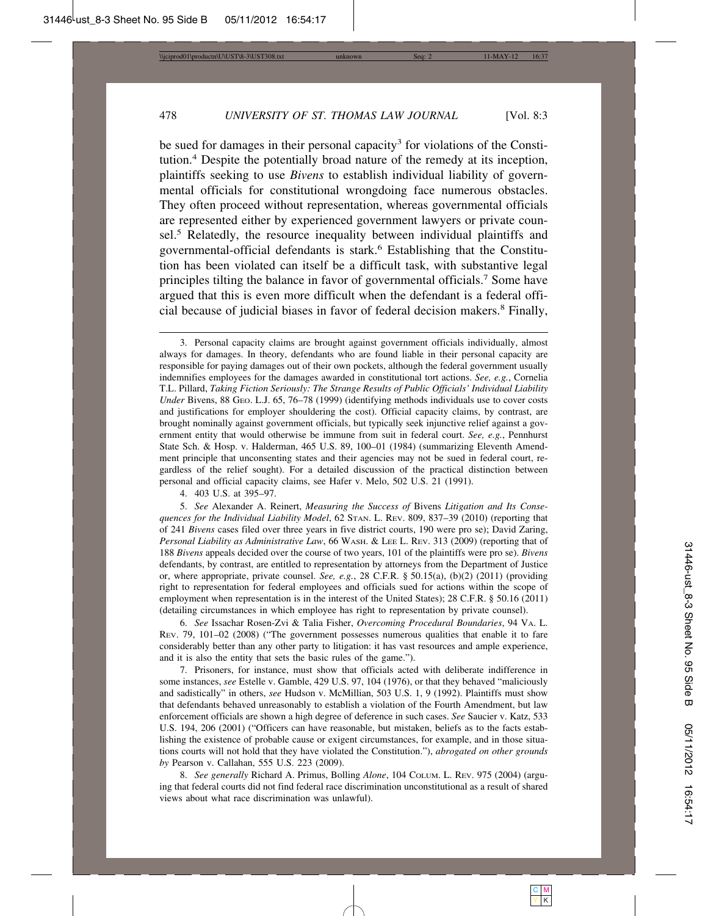be sued for damages in their personal capacity[3] for violations of the Constitution.[4] Despite the potentially broad nature of the remedy at its inception, plaintiffs seeking to use *Bivens* to establish individual liability of governmental officials for constitutional wrongdoing face numerous obstacles. They often proceed without representation, whereas governmental officials are represented either by experienced government lawyers or private counsel.[5] Relatedly, the resource inequality between individual plaintiffs and governmental-official defendants is stark.[6] Establishing that the Constitution has been violated can itself be a difficult task, with substantive legal principles tilting the balance in favor of governmental officials.[7] Some have argued that this is even more difficult when the defendant is a federal official because of judicial biases in favor of federal decision makers.[8] Finally,

3. Personal capacity claims are brought against government officials individually, almost always for damages. In theory, defendants who are found liable in their personal capacity are responsible for paying damages out of their own pockets, although the federal government usually indemnifies employees for the damages awarded in constitutional tort actions. *See, e.g.*, Cornelia T.L. Pillard, *Taking Fiction Seriously: The Strange Results of Public Officials' Individual Liability Under* Bivens, 88 Geo. L.J. 65, 76–78 (1999) (identifying methods individuals use to cover costs and justifications for employer shouldering the cost). Official capacity claims, by contrast, are brought nominally against government officials, but typically seek injunctive relief against a government entity that would otherwise be immune from suit in federal court. *See, e.g.*, Pennhurst State Sch. & Hosp. v. Halderman, 465 U.S. 89, 100–01 (1984) (summarizing Eleventh Amendment principle that unconsenting states and their agencies may not be sued in federal court, regardless of the relief sought). For a detailed discussion of the practical distinction between personal and official capacity claims, see Hafer v. Melo, 502 U.S. 21 (1991).

4. 403 U.S. at 395–97.

5. *See* Alexander A. Reinert, *Measuring the Success of* Bivens *Litigation and Its Consequences for the Individual Liability Model*, 62 Stan. L. Rev. 809, 837–39 (2010) (reporting that of 241 *Bivens* cases filed over three years in five district courts, 190 were pro se); David Zaring, *Personal Liability as Administrative Law*, 66 Wash. & Lee L. Rev. 313 (2009) (reporting that of 188 *Bivens* appeals decided over the course of two years, 101 of the plaintiffs were pro se). *Bivens* defendants, by contrast, are entitled to representation by attorneys from the Department of Justice or, where appropriate, private counsel. *See, e.g.*, 28 C.F.R. § 50.15(a), (b)(2) (2011) (providing right to representation for federal employees and officials sued for actions within the scope of employment when representation is in the interest of the United States); 28 C.F.R. § 50.16 (2011) (detailing circumstances in which employee has right to representation by private counsel).

6. *See* Issachar Rosen-Zvi & Talia Fisher, *Overcoming Procedural Boundaries*, 94 Va. L. Rev. 79, 101–02 (2008) ("The government possesses numerous qualities that enable it to fare considerably better than any other party to litigation: it has vast resources and ample experience, and it is also the entity that sets the basic rules of the game.").

7. Prisoners, for instance, must show that officials acted with deliberate indifference in some instances, *see* Estelle v. Gamble, 429 U.S. 97, 104 (1976), or that they behaved "maliciously and sadistically" in others, *see* Hudson v. McMillian, 503 U.S. 1, 9 (1992). Plaintiffs must show that defendants behaved unreasonably to establish a violation of the Fourth Amendment, but law enforcement officials are shown a high degree of deference in such cases. *See* Saucier v. Katz, 533 U.S. 194, 206 (2001) ("Officers can have reasonable, but mistaken, beliefs as to the facts establishing the existence of probable cause or exigent circumstances, for example, and in those situations courts will not hold that they have violated the Constitution."), *abrogated on other grounds by* Pearson v. Callahan, 555 U.S. 223 (2009).

8. *See generally* Richard A. Primus, Bolling *Alone*, 104 Colum. L. Rev. 975 (2004) (arguing that federal courts did not find federal race discrimination unconstitutional as a result of shared views about what race discrimination was unlawful).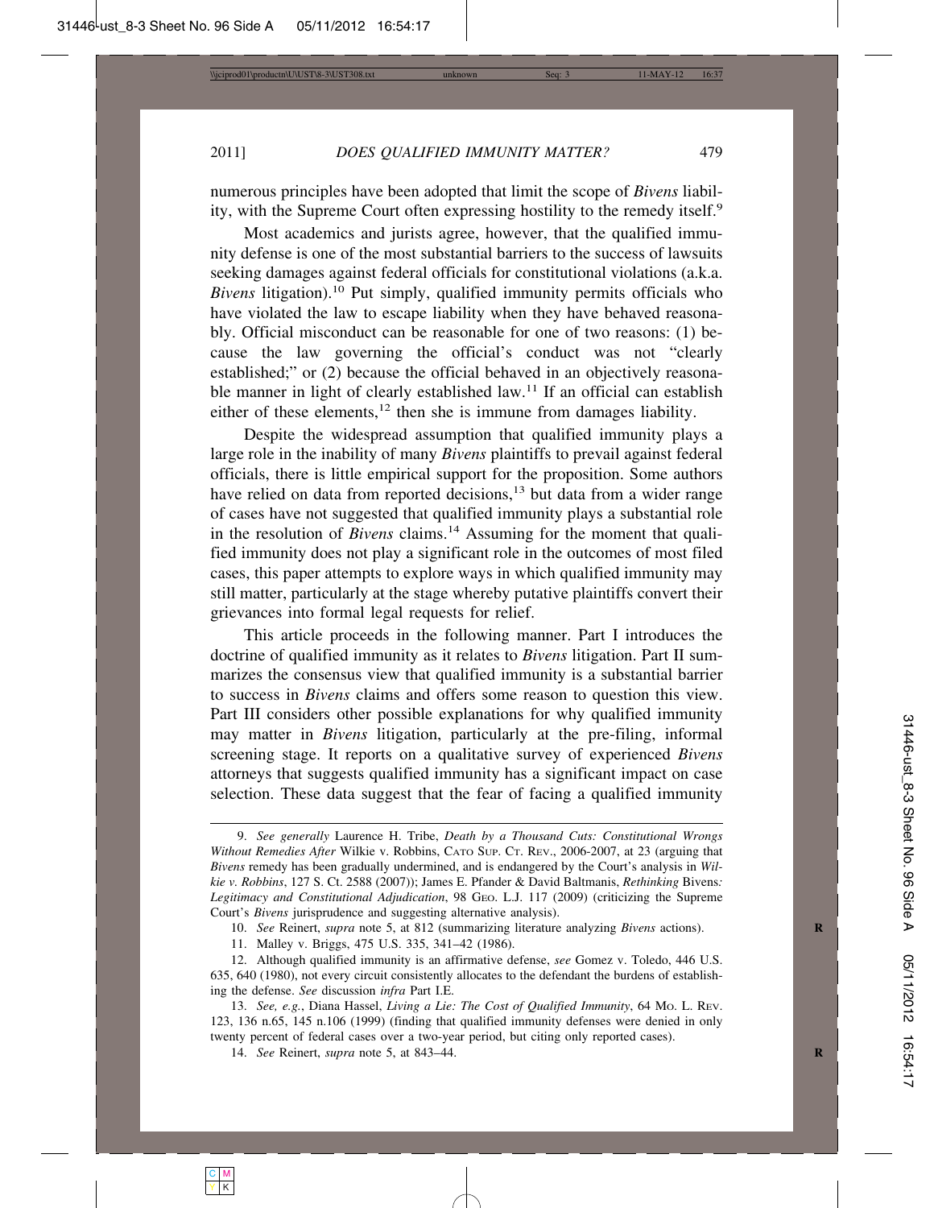numerous principles have been adopted that limit the scope of *Bivens* liability, with the Supreme Court often expressing hostility to the remedy itself.[9]

Most academics and jurists agree, however, that the qualified immunity defense is one of the most substantial barriers to the success of lawsuits seeking damages against federal officials for constitutional violations (a.k.a. *Bivens* litigation).[10] Put simply, qualified immunity permits officials who have violated the law to escape liability when they have behaved reasonably. Official misconduct can be reasonable for one of two reasons: (1) because the law governing the official's conduct was not "clearly established;" or (2) because the official behaved in an objectively reasonable manner in light of clearly established law.[11] If an official can establish either of these elements,[12] then she is immune from damages liability.

Despite the widespread assumption that qualified immunity plays a large role in the inability of many *Bivens* plaintiffs to prevail against federal officials, there is little empirical support for the proposition. Some authors have relied on data from reported decisions,[13] but data from a wider range of cases have not suggested that qualified immunity plays a substantial role in the resolution of *Bivens* claims.[14] Assuming for the moment that qualified immunity does not play a significant role in the outcomes of most filed cases, this paper attempts to explore ways in which qualified immunity may still matter, particularly at the stage whereby putative plaintiffs convert their grievances into formal legal requests for relief.

This article proceeds in the following manner. Part I introduces the doctrine of qualified immunity as it relates to *Bivens* litigation. Part II summarizes the consensus view that qualified immunity is a substantial barrier to success in *Bivens* claims and offers some reason to question this view. Part III considers other possible explanations for why qualified immunity may matter in *Bivens* litigation, particularly at the pre-filing, informal screening stage. It reports on a qualitative survey of experienced *Bivens* attorneys that suggests qualified immunity has a significant impact on case selection. These data suggest that the fear of facing a qualified immunity

---

9. *See generally* Laurence H. Tribe, *Death by a Thousand Cuts: Constitutional Wrongs Without Remedies After* Wilkie v. Robbins, CATO SUP. CT. REV., 2006-2007, at 23 (arguing that *Bivens* remedy has been gradually undermined, and is endangered by the Court's analysis in *Wilkie v. Robbins*, 127 S. Ct. 2588 (2007)); James E. Pfander & David Baltmanis, *Rethinking* Bivens*: Legitimacy and Constitutional Adjudication*, 98 GEO. L.J. 117 (2009) (criticizing the Supreme Court's *Bivens* jurisprudence and suggesting alternative analysis).

10. *See* Reinert, *supra* note 5, at 812 (summarizing literature analyzing *Bivens* actions).

11. Malley v. Briggs, 475 U.S. 335, 341–42 (1986).

12. Although qualified immunity is an affirmative defense, *see* Gomez v. Toledo, 446 U.S. 635, 640 (1980), not every circuit consistently allocates to the defendant the burdens of establishing the defense. *See* discussion *infra* Part I.E.

13. *See, e.g.*, Diana Hassel, *Living a Lie: The Cost of Qualified Immunity*, 64 MO. L. REV. 123, 136 n.65, 145 n.106 (1999) (finding that qualified immunity defenses were denied in only twenty percent of federal cases over a two-year period, but citing only reported cases).

14. *See* Reinert, *supra* note 5, at 843–44.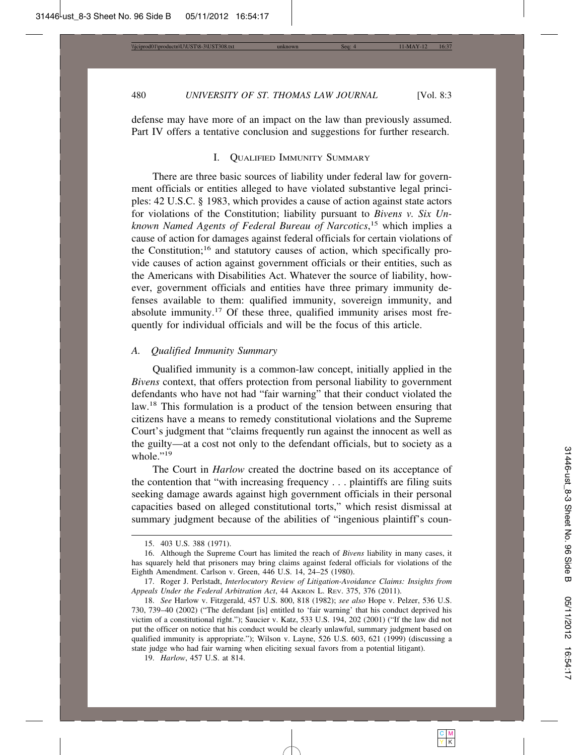defense may have more of an impact on the law than previously assumed. Part IV offers a tentative conclusion and suggestions for further research.

## I. Qualified Immunity Summary

There are three basic sources of liability under federal law for government officials or entities alleged to have violated substantive legal principles: 42 U.S.C. § 1983, which provides a cause of action against state actors for violations of the Constitution; liability pursuant to *Bivens v. Six Unknown Named Agents of Federal Bureau of Narcotics*,[15] which implies a cause of action for damages against federal officials for certain violations of the Constitution;[16] and statutory causes of action, which specifically provide causes of action against government officials or their entities, such as the Americans with Disabilities Act. Whatever the source of liability, however, government officials and entities have three primary immunity defenses available to them: qualified immunity, sovereign immunity, and absolute immunity.[17] Of these three, qualified immunity arises most frequently for individual officials and will be the focus of this article.

### *A. Qualified Immunity Summary*

Qualified immunity is a common-law concept, initially applied in the *Bivens* context, that offers protection from personal liability to government defendants who have not had "fair warning" that their conduct violated the law.[18] This formulation is a product of the tension between ensuring that citizens have a means to remedy constitutional violations and the Supreme Court's judgment that "claims frequently run against the innocent as well as the guilty—at a cost not only to the defendant officials, but to society as a whole."[19]

The Court in *Harlow* created the doctrine based on its acceptance of the contention that "with increasing frequency . . . plaintiffs are filing suits seeking damage awards against high government officials in their personal capacities based on alleged constitutional torts," which resist dismissal at summary judgment because of the abilities of "ingenious plaintiff's coun-

---

15. 403 U.S. 388 (1971).

16. Although the Supreme Court has limited the reach of *Bivens* liability in many cases, it has squarely held that prisoners may bring claims against federal officials for violations of the Eighth Amendment. Carlson v. Green, 446 U.S. 14, 24–25 (1980).

17. Roger J. Perlstadt, *Interlocutory Review of Litigation-Avoidance Claims: Insights from Appeals Under the Federal Arbitration Act*, 44 Akron L. Rev. 375, 376 (2011).

18. *See* Harlow v. Fitzgerald, 457 U.S. 800, 818 (1982); *see also* Hope v. Pelzer, 536 U.S. 730, 739–40 (2002) ("The defendant [is] entitled to 'fair warning' that his conduct deprived his victim of a constitutional right."); Saucier v. Katz, 533 U.S. 194, 202 (2001) ("If the law did not put the officer on notice that his conduct would be clearly unlawful, summary judgment based on qualified immunity is appropriate."); Wilson v. Layne, 526 U.S. 603, 621 (1999) (discussing a state judge who had fair warning when eliciting sexual favors from a potential litigant).

19. *Harlow*, 457 U.S. at 814.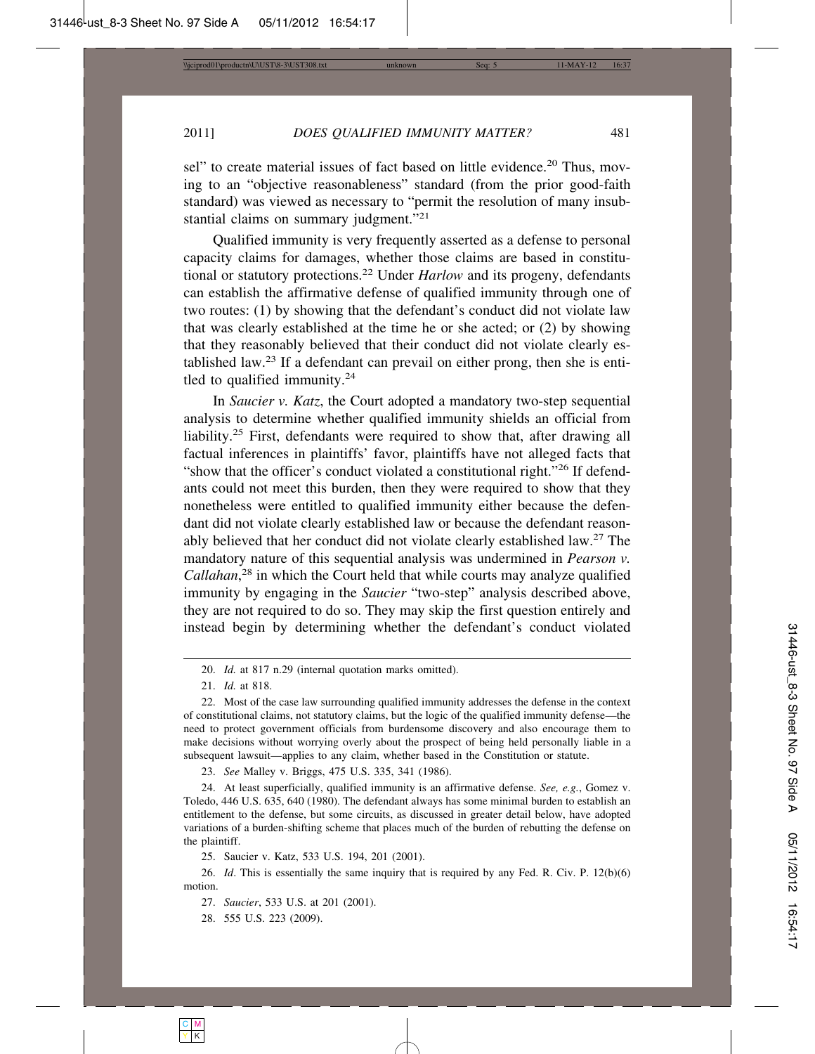sel" to create material issues of fact based on little evidence.[20] Thus, moving to an "objective reasonableness" standard (from the prior good-faith standard) was viewed as necessary to "permit the resolution of many insubstantial claims on summary judgment."[21]

Qualified immunity is very frequently asserted as a defense to personal capacity claims for damages, whether those claims are based in constitutional or statutory protections.[22] Under *Harlow* and its progeny, defendants can establish the affirmative defense of qualified immunity through one of two routes: (1) by showing that the defendant's conduct did not violate law that was clearly established at the time he or she acted; or (2) by showing that they reasonably believed that their conduct did not violate clearly established law.[23] If a defendant can prevail on either prong, then she is entitled to qualified immunity.[24]

In *Saucier v. Katz*, the Court adopted a mandatory two-step sequential analysis to determine whether qualified immunity shields an official from liability.[25] First, defendants were required to show that, after drawing all factual inferences in plaintiffs' favor, plaintiffs have not alleged facts that "show that the officer's conduct violated a constitutional right."[26] If defendants could not meet this burden, then they were required to show that they nonetheless were entitled to qualified immunity either because the defendant did not violate clearly established law or because the defendant reasonably believed that her conduct did not violate clearly established law.[27] The mandatory nature of this sequential analysis was undermined in *Pearson v. Callahan*,[28] in which the Court held that while courts may analyze qualified immunity by engaging in the *Saucier* "two-step" analysis described above, they are not required to do so. They may skip the first question entirely and instead begin by determining whether the defendant's conduct violated

---

20. *Id.* at 817 n.29 (internal quotation marks omitted).

21. *Id.* at 818.

22. Most of the case law surrounding qualified immunity addresses the defense in the context of constitutional claims, not statutory claims, but the logic of the qualified immunity defense—the need to protect government officials from burdensome discovery and also encourage them to make decisions without worrying overly about the prospect of being held personally liable in a subsequent lawsuit—applies to any claim, whether based in the Constitution or statute.

23. *See* Malley v. Briggs, 475 U.S. 335, 341 (1986).

24. At least superficially, qualified immunity is an affirmative defense. *See, e.g.*, Gomez v. Toledo, 446 U.S. 635, 640 (1980). The defendant always has some minimal burden to establish an entitlement to the defense, but some circuits, as discussed in greater detail below, have adopted variations of a burden-shifting scheme that places much of the burden of rebutting the defense on the plaintiff.

25. Saucier v. Katz, 533 U.S. 194, 201 (2001).

26. *Id*. This is essentially the same inquiry that is required by any Fed. R. Civ. P. 12(b)(6) motion.

27. *Saucier*, 533 U.S. at 201 (2001).

28. 555 U.S. 223 (2009).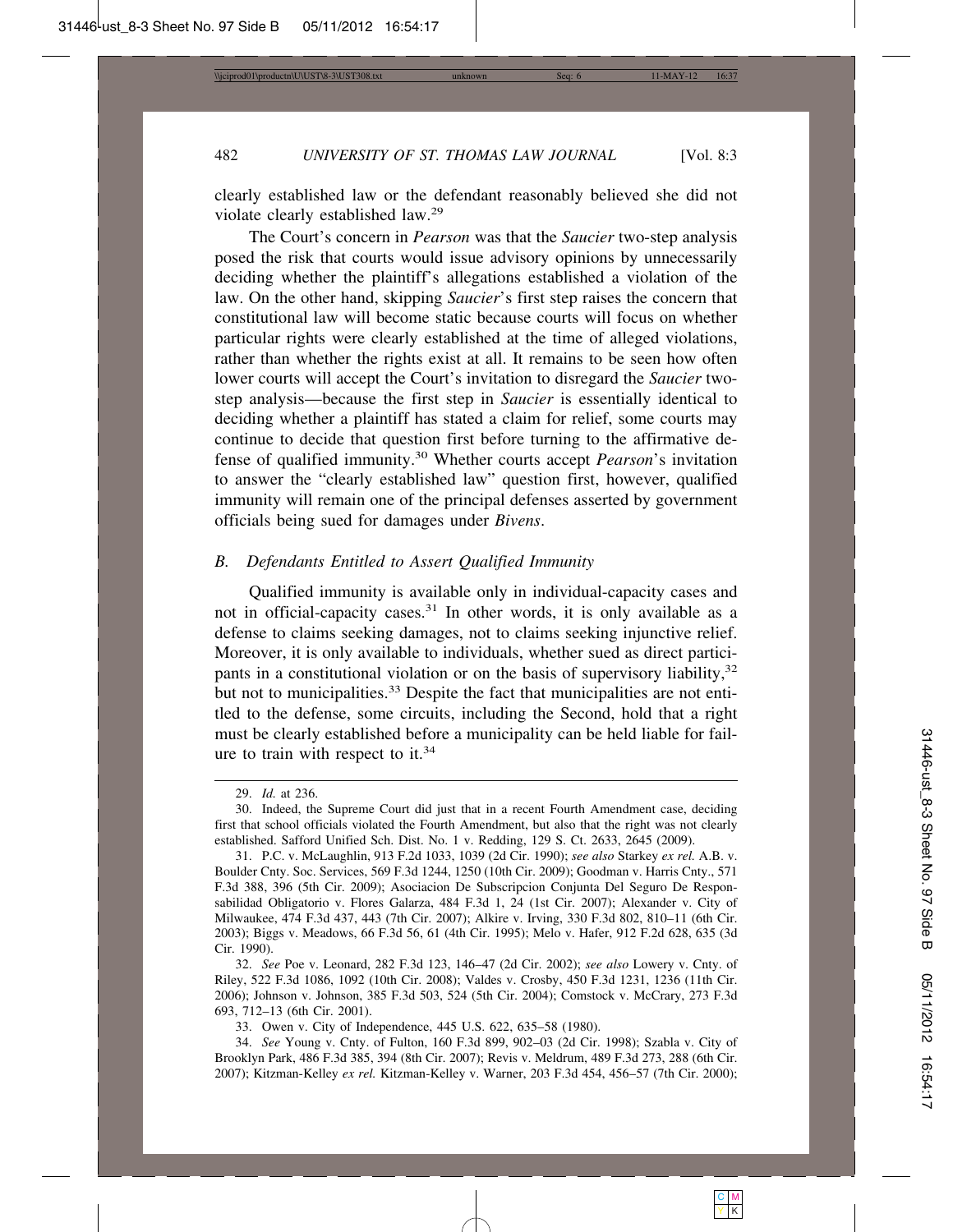clearly established law or the defendant reasonably believed she did not violate clearly established law.[29]

The Court's concern in *Pearson* was that the *Saucier* two-step analysis posed the risk that courts would issue advisory opinions by unnecessarily deciding whether the plaintiff's allegations established a violation of the law. On the other hand, skipping *Saucier*'s first step raises the concern that constitutional law will become static because courts will focus on whether particular rights were clearly established at the time of alleged violations, rather than whether the rights exist at all. It remains to be seen how often lower courts will accept the Court's invitation to disregard the *Saucier* two-step analysis—because the first step in *Saucier* is essentially identical to deciding whether a plaintiff has stated a claim for relief, some courts may continue to decide that question first before turning to the affirmative defense of qualified immunity.[30] Whether courts accept *Pearson*'s invitation to answer the "clearly established law" question first, however, qualified immunity will remain one of the principal defenses asserted by government officials being sued for damages under *Bivens*.

### *B. Defendants Entitled to Assert Qualified Immunity*

Qualified immunity is available only in individual-capacity cases and not in official-capacity cases.[31] In other words, it is only available as a defense to claims seeking damages, not to claims seeking injunctive relief. Moreover, it is only available to individuals, whether sued as direct participants in a constitutional violation or on the basis of supervisory liability,[32] but not to municipalities.[33] Despite the fact that municipalities are not entitled to the defense, some circuits, including the Second, hold that a right must be clearly established before a municipality can be held liable for failure to train with respect to it.[34]

---

29. *Id.* at 236.

30. Indeed, the Supreme Court did just that in a recent Fourth Amendment case, deciding first that school officials violated the Fourth Amendment, but also that the right was not clearly established. Safford Unified Sch. Dist. No. 1 v. Redding, 129 S. Ct. 2633, 2645 (2009).

31. P.C. v. McLaughlin, 913 F.2d 1033, 1039 (2d Cir. 1990); *see also* Starkey *ex rel.* A.B. v. Boulder Cnty. Soc. Services, 569 F.3d 1244, 1250 (10th Cir. 2009); Goodman v. Harris Cnty., 571 F.3d 388, 396 (5th Cir. 2009); Asociacion De Subscripcion Conjunta Del Seguro De Responsabilidad Obligatorio v. Flores Galarza, 484 F.3d 1, 24 (1st Cir. 2007); Alexander v. City of Milwaukee, 474 F.3d 437, 443 (7th Cir. 2007); Alkire v. Irving, 330 F.3d 802, 810–11 (6th Cir. 2003); Biggs v. Meadows, 66 F.3d 56, 61 (4th Cir. 1995); Melo v. Hafer, 912 F.2d 628, 635 (3d Cir. 1990).

32. *See* Poe v. Leonard, 282 F.3d 123, 146–47 (2d Cir. 2002); *see also* Lowery v. Cnty. of Riley, 522 F.3d 1086, 1092 (10th Cir. 2008); Valdes v. Crosby, 450 F.3d 1231, 1236 (11th Cir. 2006); Johnson v. Johnson, 385 F.3d 503, 524 (5th Cir. 2004); Comstock v. McCrary, 273 F.3d 693, 712–13 (6th Cir. 2001).

33. Owen v. City of Independence, 445 U.S. 622, 635–58 (1980).

34. *See* Young v. Cnty. of Fulton, 160 F.3d 899, 902–03 (2d Cir. 1998); Szabla v. City of Brooklyn Park, 486 F.3d 385, 394 (8th Cir. 2007); Revis v. Meldrum, 489 F.3d 273, 288 (6th Cir. 2007); Kitzman-Kelley *ex rel.* Kitzman-Kelley v. Warner, 203 F.3d 454, 456–57 (7th Cir. 2000);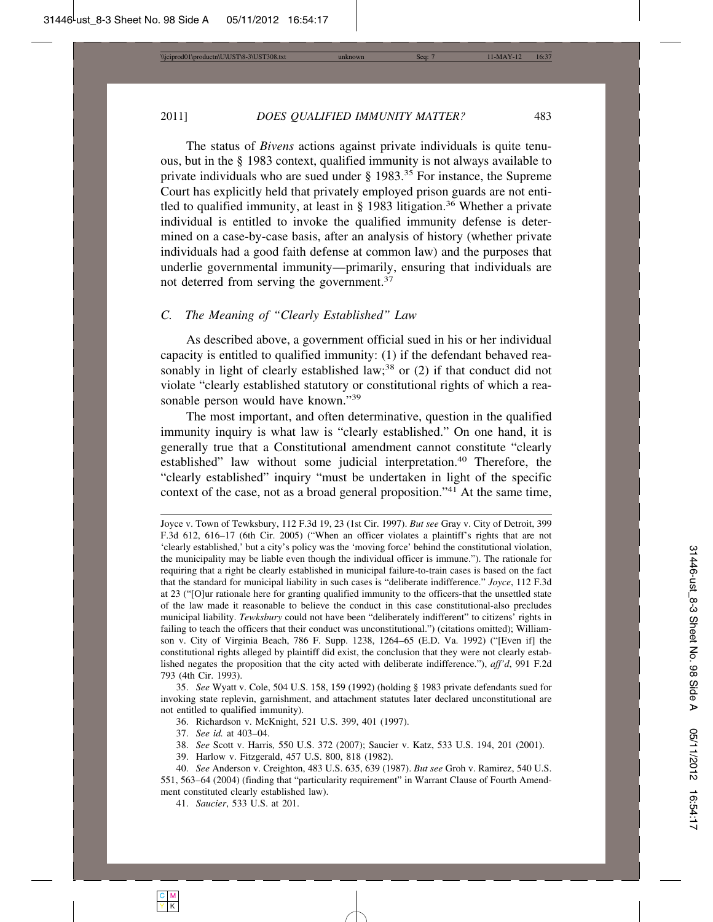The status of *Bivens* actions against private individuals is quite tenuous, but in the § 1983 context, qualified immunity is not always available to private individuals who are sued under § 1983.[35] For instance, the Supreme Court has explicitly held that privately employed prison guards are not entitled to qualified immunity, at least in § 1983 litigation.[36] Whether a private individual is entitled to invoke the qualified immunity defense is determined on a case-by-case basis, after an analysis of history (whether private individuals had a good faith defense at common law) and the purposes that underlie governmental immunity—primarily, ensuring that individuals are not deterred from serving the government.[37]

### *C. The Meaning of "Clearly Established" Law*

As described above, a government official sued in his or her individual capacity is entitled to qualified immunity: (1) if the defendant behaved reasonably in light of clearly established law;[38] or (2) if that conduct did not violate "clearly established statutory or constitutional rights of which a reasonable person would have known."[39]

The most important, and often determinative, question in the qualified immunity inquiry is what law is "clearly established." On one hand, it is generally true that a Constitutional amendment cannot constitute "clearly established" law without some judicial interpretation.[40] Therefore, the "clearly established" inquiry "must be undertaken in light of the specific context of the case, not as a broad general proposition."[41] At the same time,

---

Joyce v. Town of Tewksbury, 112 F.3d 19, 23 (1st Cir. 1997). *But see* Gray v. City of Detroit, 399 F.3d 612, 616–17 (6th Cir. 2005) ("When an officer violates a plaintiff's rights that are not 'clearly established,' but a city's policy was the 'moving force' behind the constitutional violation, the municipality may be liable even though the individual officer is immune."). The rationale for requiring that a right be clearly established in municipal failure-to-train cases is based on the fact that the standard for municipal liability in such cases is "deliberate indifference." *Joyce*, 112 F.3d at 23 ("[O]ur rationale here for granting qualified immunity to the officers-that the unsettled state of the law made it reasonable to believe the conduct in this case constitutional-also precludes municipal liability. *Tewksbury* could not have been "deliberately indifferent" to citizens' rights in failing to teach the officers that their conduct was unconstitutional.") (citations omitted); Williamson v. City of Virginia Beach, 786 F. Supp. 1238, 1264–65 (E.D. Va. 1992) ("[Even if] the constitutional rights alleged by plaintiff did exist, the conclusion that they were not clearly established negates the proposition that the city acted with deliberate indifference."), *aff'd*, 991 F.2d 793 (4th Cir. 1993).

35. *See* Wyatt v. Cole, 504 U.S. 158, 159 (1992) (holding § 1983 private defendants sued for invoking state replevin, garnishment, and attachment statutes later declared unconstitutional are not entitled to qualified immunity).

36. Richardson v. McKnight, 521 U.S. 399, 401 (1997).

37. *See id.* at 403–04.

38. *See* Scott v. Harris, 550 U.S. 372 (2007); Saucier v. Katz, 533 U.S. 194, 201 (2001).

39. Harlow v. Fitzgerald, 457 U.S. 800, 818 (1982).

40. *See* Anderson v. Creighton, 483 U.S. 635, 639 (1987). *But see* Groh v. Ramirez, 540 U.S. 551, 563–64 (2004) (finding that "particularity requirement" in Warrant Clause of Fourth Amendment constituted clearly established law).

41. *Saucier*, 533 U.S. at 201.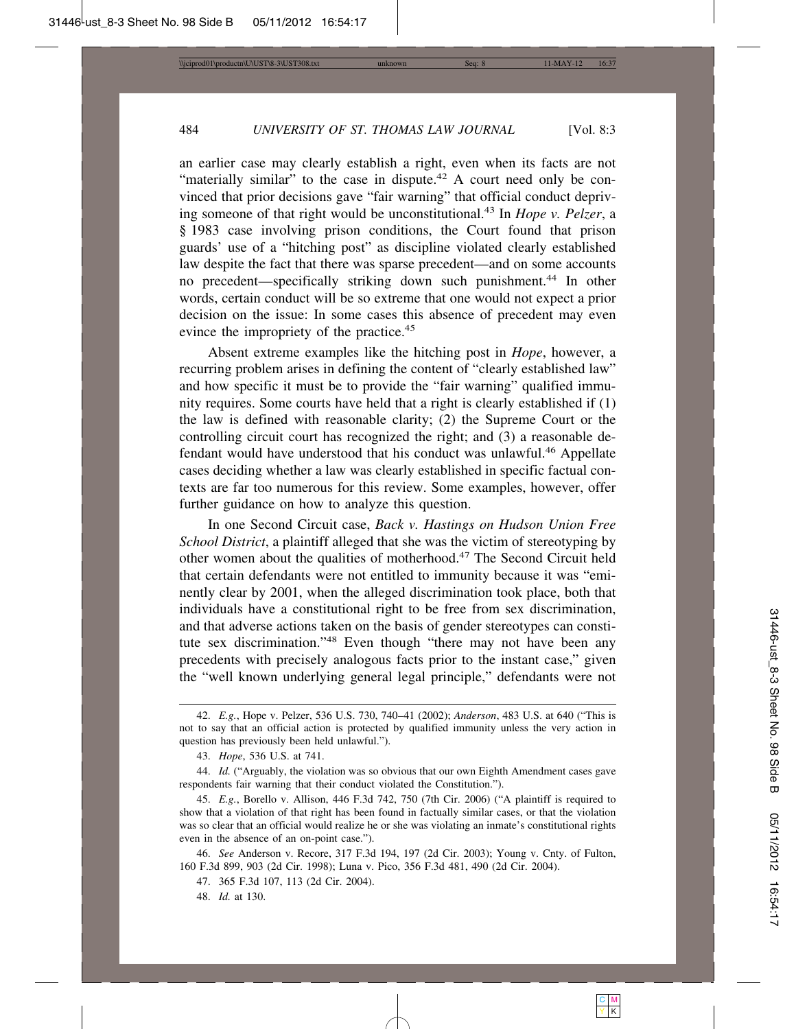an earlier case may clearly establish a right, even when its facts are not "materially similar" to the case in dispute.[42] A court need only be convinced that prior decisions gave "fair warning" that official conduct depriving someone of that right would be unconstitutional.[43] In *Hope v. Pelzer*, a § 1983 case involving prison conditions, the Court found that prison guards' use of a "hitching post" as discipline violated clearly established law despite the fact that there was sparse precedent—and on some accounts no precedent—specifically striking down such punishment.[44] In other words, certain conduct will be so extreme that one would not expect a prior decision on the issue: In some cases this absence of precedent may even evince the impropriety of the practice.[45]

Absent extreme examples like the hitching post in *Hope*, however, a recurring problem arises in defining the content of "clearly established law" and how specific it must be to provide the "fair warning" qualified immunity requires. Some courts have held that a right is clearly established if (1) the law is defined with reasonable clarity; (2) the Supreme Court or the controlling circuit court has recognized the right; and (3) a reasonable defendant would have understood that his conduct was unlawful.[46] Appellate cases deciding whether a law was clearly established in specific factual contexts are far too numerous for this review. Some examples, however, offer further guidance on how to analyze this question.

In one Second Circuit case, *Back v. Hastings on Hudson Union Free School District*, a plaintiff alleged that she was the victim of stereotyping by other women about the qualities of motherhood.[47] The Second Circuit held that certain defendants were not entitled to immunity because it was "eminently clear by 2001, when the alleged discrimination took place, both that individuals have a constitutional right to be free from sex discrimination, and that adverse actions taken on the basis of gender stereotypes can constitute sex discrimination."[48] Even though "there may not have been any precedents with precisely analogous facts prior to the instant case," given the "well known underlying general legal principle," defendants were not

---

42. *E.g.*, Hope v. Pelzer, 536 U.S. 730, 740–41 (2002); *Anderson*, 483 U.S. at 640 ("This is not to say that an official action is protected by qualified immunity unless the very action in question has previously been held unlawful.").

43. *Hope*, 536 U.S. at 741.

44. *Id.* ("Arguably, the violation was so obvious that our own Eighth Amendment cases gave respondents fair warning that their conduct violated the Constitution.").

45. *E.g.*, Borello v. Allison, 446 F.3d 742, 750 (7th Cir. 2006) ("A plaintiff is required to show that a violation of that right has been found in factually similar cases, or that the violation was so clear that an official would realize he or she was violating an inmate's constitutional rights even in the absence of an on-point case.").

46. *See* Anderson v. Recore, 317 F.3d 194, 197 (2d Cir. 2003); Young v. Cnty. of Fulton, 160 F.3d 899, 903 (2d Cir. 1998); Luna v. Pico, 356 F.3d 481, 490 (2d Cir. 2004).

47. 365 F.3d 107, 113 (2d Cir. 2004).

48. *Id.* at 130.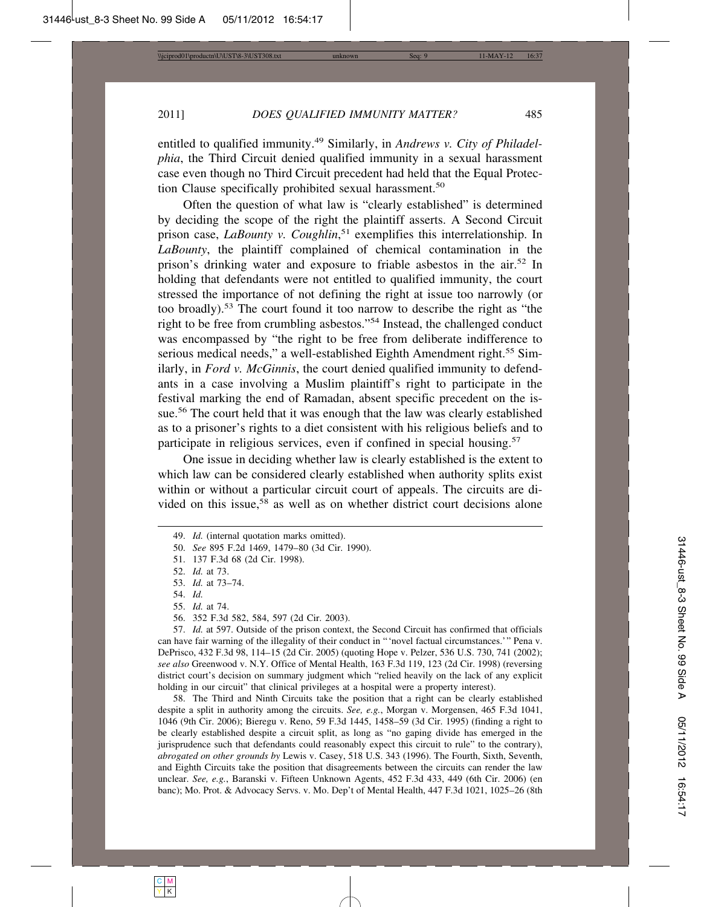entitled to qualified immunity.[49] Similarly, in *Andrews v. City of Philadelphia*, the Third Circuit denied qualified immunity in a sexual harassment case even though no Third Circuit precedent had held that the Equal Protection Clause specifically prohibited sexual harassment.[50]

Often the question of what law is "clearly established" is determined by deciding the scope of the right the plaintiff asserts. A Second Circuit prison case, *LaBounty v. Coughlin*,[51] exemplifies this interrelationship. In *LaBounty*, the plaintiff complained of chemical contamination in the prison's drinking water and exposure to friable asbestos in the air.[52] In holding that defendants were not entitled to qualified immunity, the court stressed the importance of not defining the right at issue too narrowly (or too broadly).[53] The court found it too narrow to describe the right as "the right to be free from crumbling asbestos."[54] Instead, the challenged conduct was encompassed by "the right to be free from deliberate indifference to serious medical needs," a well-established Eighth Amendment right.[55] Similarly, in *Ford v. McGinnis*, the court denied qualified immunity to defendants in a case involving a Muslim plaintiff's right to participate in the festival marking the end of Ramadan, absent specific precedent on the issue.[56] The court held that it was enough that the law was clearly established as to a prisoner's rights to a diet consistent with his religious beliefs and to participate in religious services, even if confined in special housing.[57]

One issue in deciding whether law is clearly established is the extent to which law can be considered clearly established when authority splits exist within or without a particular circuit court of appeals. The circuits are divided on this issue,[58] as well as on whether district court decisions alone

---

49. *Id.* (internal quotation marks omitted).

50. *See* 895 F.2d 1469, 1479–80 (3d Cir. 1990).

51. 137 F.3d 68 (2d Cir. 1998).

52. *Id.* at 73.

53. *Id.* at 73–74.

54. *Id.*

55. *Id.* at 74.

56. 352 F.3d 582, 584, 597 (2d Cir. 2003).

57. *Id.* at 597. Outside of the prison context, the Second Circuit has confirmed that officials can have fair warning of the illegality of their conduct in "'novel factual circumstances.'" Pena v. DePrisco, 432 F.3d 98, 114–15 (2d Cir. 2005) (quoting Hope v. Pelzer, 536 U.S. 730, 741 (2002); *see also* Greenwood v. N.Y. Office of Mental Health, 163 F.3d 119, 123 (2d Cir. 1998) (reversing district court's decision on summary judgment which "relied heavily on the lack of any explicit holding in our circuit" that clinical privileges at a hospital were a property interest).

58. The Third and Ninth Circuits take the position that a right can be clearly established despite a split in authority among the circuits. *See, e.g.*, Morgan v. Morgensen, 465 F.3d 1041, 1046 (9th Cir. 2006); Bieregu v. Reno, 59 F.3d 1445, 1458–59 (3d Cir. 1995) (finding a right to be clearly established despite a circuit split, as long as "no gaping divide has emerged in the jurisprudence such that defendants could reasonably expect this circuit to rule" to the contrary), *abrogated on other grounds by* Lewis v. Casey, 518 U.S. 343 (1996). The Fourth, Sixth, Seventh, and Eighth Circuits take the position that disagreements between the circuits can render the law unclear. *See, e.g.*, Baranski v. Fifteen Unknown Agents, 452 F.3d 433, 449 (6th Cir. 2006) (en banc); Mo. Prot. & Advocacy Servs. v. Mo. Dep't of Mental Health, 447 F.3d 1021, 1025–26 (8th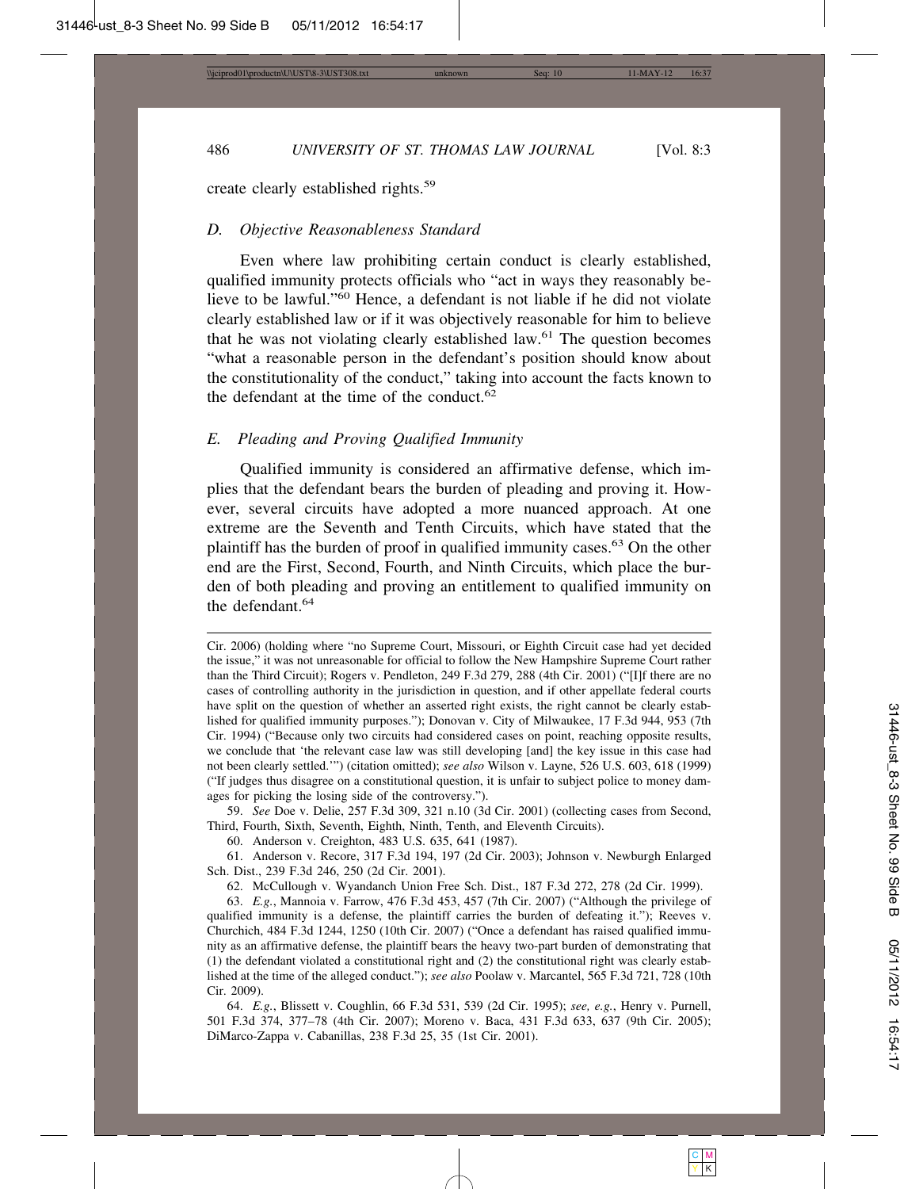create clearly established rights.[59]

### D. Objective Reasonableness Standard

Even where law prohibiting certain conduct is clearly established, qualified immunity protects officials who "act in ways they reasonably believe to be lawful."[60] Hence, a defendant is not liable if he did not violate clearly established law or if it was objectively reasonable for him to believe that he was not violating clearly established law.[61] The question becomes "what a reasonable person in the defendant's position should know about the constitutionality of the conduct," taking into account the facts known to the defendant at the time of the conduct.[62]

### E. Pleading and Proving Qualified Immunity

Qualified immunity is considered an affirmative defense, which implies that the defendant bears the burden of pleading and proving it. However, several circuits have adopted a more nuanced approach. At one extreme are the Seventh and Tenth Circuits, which have stated that the plaintiff has the burden of proof in qualified immunity cases.[63] On the other end are the First, Second, Fourth, and Ninth Circuits, which place the burden of both pleading and proving an entitlement to qualified immunity on the defendant.[64]

---

Cir. 2006) (holding where "no Supreme Court, Missouri, or Eighth Circuit case had yet decided the issue," it was not unreasonable for official to follow the New Hampshire Supreme Court rather than the Third Circuit); Rogers v. Pendleton, 249 F.3d 279, 288 (4th Cir. 2001) ("[I]f there are no cases of controlling authority in the jurisdiction in question, and if other appellate federal courts have split on the question of whether an asserted right exists, the right cannot be clearly established for qualified immunity purposes."); Donovan v. City of Milwaukee, 17 F.3d 944, 953 (7th Cir. 1994) ("Because only two circuits had considered cases on point, reaching opposite results, we conclude that 'the relevant case law was still developing [and] the key issue in this case had not been clearly settled.'") (citation omitted); *see also* Wilson v. Layne, 526 U.S. 603, 618 (1999) ("If judges thus disagree on a constitutional question, it is unfair to subject police to money damages for picking the losing side of the controversy.").

59. *See* Doe v. Delie, 257 F.3d 309, 321 n.10 (3d Cir. 2001) (collecting cases from Second, Third, Fourth, Sixth, Seventh, Eighth, Ninth, Tenth, and Eleventh Circuits).

60. Anderson v. Creighton, 483 U.S. 635, 641 (1987).

61. Anderson v. Recore, 317 F.3d 194, 197 (2d Cir. 2003); Johnson v. Newburgh Enlarged Sch. Dist., 239 F.3d 246, 250 (2d Cir. 2001).

62. McCullough v. Wyandanch Union Free Sch. Dist., 187 F.3d 272, 278 (2d Cir. 1999).

63. *E.g.*, Mannoia v. Farrow, 476 F.3d 453, 457 (7th Cir. 2007) ("Although the privilege of qualified immunity is a defense, the plaintiff carries the burden of defeating it."); Reeves v. Churchich, 484 F.3d 1244, 1250 (10th Cir. 2007) ("Once a defendant has raised qualified immunity as an affirmative defense, the plaintiff bears the heavy two-part burden of demonstrating that (1) the defendant violated a constitutional right and (2) the constitutional right was clearly established at the time of the alleged conduct."); *see also* Poolaw v. Marcantel, 565 F.3d 721, 728 (10th Cir. 2009).

64. *E.g.*, Blissett v. Coughlin, 66 F.3d 531, 539 (2d Cir. 1995); *see, e.g.*, Henry v. Purnell, 501 F.3d 374, 377–78 (4th Cir. 2007); Moreno v. Baca, 431 F.3d 633, 637 (9th Cir. 2005); DiMarco-Zappa v. Cabanillas, 238 F.3d 25, 35 (1st Cir. 2001).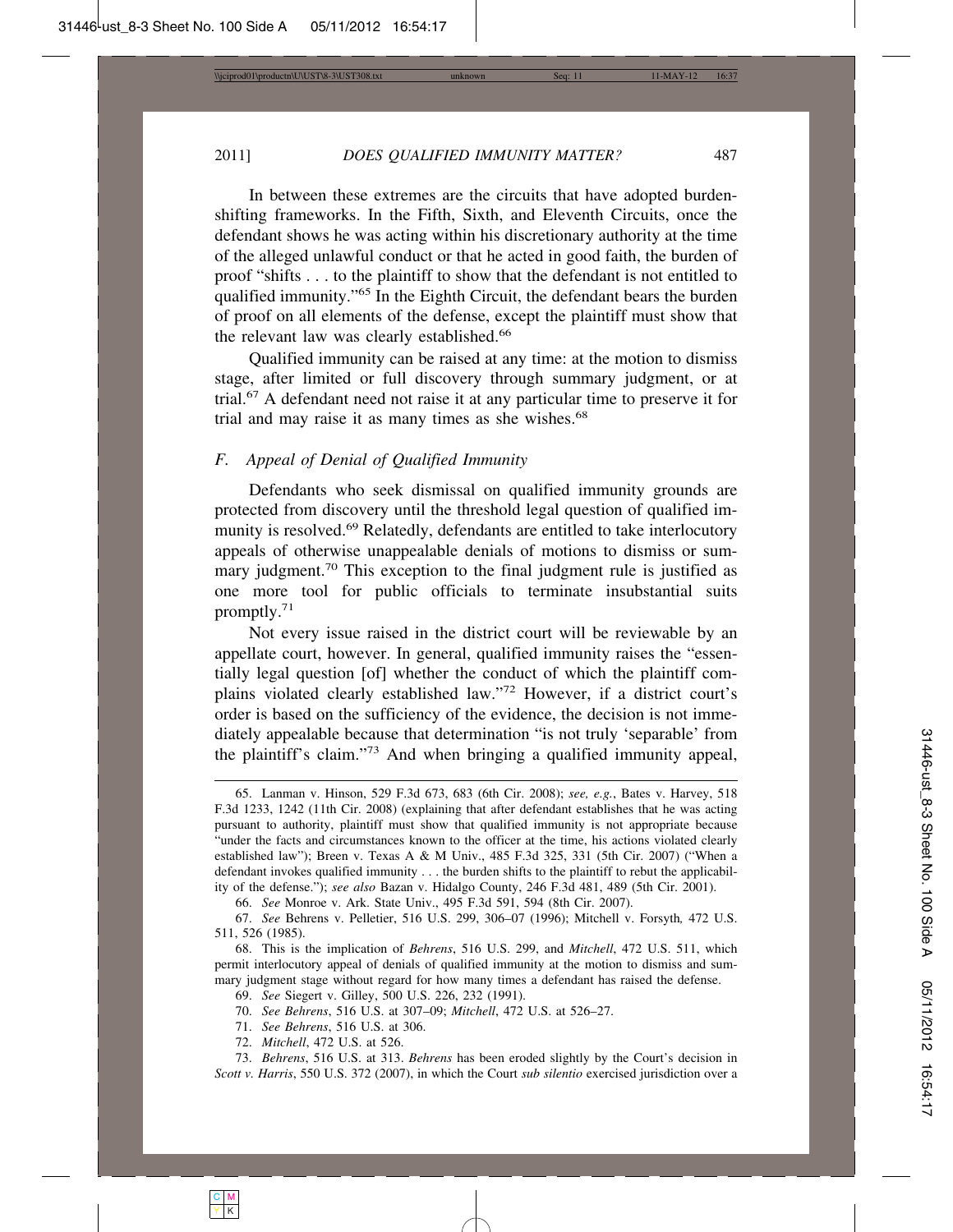In between these extremes are the circuits that have adopted burden-shifting frameworks. In the Fifth, Sixth, and Eleventh Circuits, once the defendant shows he was acting within his discretionary authority at the time of the alleged unlawful conduct or that he acted in good faith, the burden of proof "shifts . . . to the plaintiff to show that the defendant is not entitled to qualified immunity."[65] In the Eighth Circuit, the defendant bears the burden of proof on all elements of the defense, except the plaintiff must show that the relevant law was clearly established.[66]

Qualified immunity can be raised at any time: at the motion to dismiss stage, after limited or full discovery through summary judgment, or at trial.[67] A defendant need not raise it at any particular time to preserve it for trial and may raise it as many times as she wishes.[68]

### *F. Appeal of Denial of Qualified Immunity*

Defendants who seek dismissal on qualified immunity grounds are protected from discovery until the threshold legal question of qualified immunity is resolved.[69] Relatedly, defendants are entitled to take interlocutory appeals of otherwise unappealable denials of motions to dismiss or summary judgment.[70] This exception to the final judgment rule is justified as one more tool for public officials to terminate insubstantial suits promptly.[71]

Not every issue raised in the district court will be reviewable by an appellate court, however. In general, qualified immunity raises the "essentially legal question [of] whether the conduct of which the plaintiff complains violated clearly established law."[72] However, if a district court's order is based on the sufficiency of the evidence, the decision is not immediately appealable because that determination "is not truly 'separable' from the plaintiff's claim."[73] And when bringing a qualified immunity appeal,

---

65. Lanman v. Hinson, 529 F.3d 673, 683 (6th Cir. 2008); *see, e.g.*, Bates v. Harvey, 518 F.3d 1233, 1242 (11th Cir. 2008) (explaining that after defendant establishes that he was acting pursuant to authority, plaintiff must show that qualified immunity is not appropriate because "under the facts and circumstances known to the officer at the time, his actions violated clearly established law"); Breen v. Texas A & M Univ., 485 F.3d 325, 331 (5th Cir. 2007) ("When a defendant invokes qualified immunity . . . the burden shifts to the plaintiff to rebut the applicability of the defense."); *see also* Bazan v. Hidalgo County, 246 F.3d 481, 489 (5th Cir. 2001).

66. *See* Monroe v. Ark. State Univ., 495 F.3d 591, 594 (8th Cir. 2007).

67. *See* Behrens v. Pelletier, 516 U.S. 299, 306–07 (1996); Mitchell v. Forsyth*,* 472 U.S. 511, 526 (1985).

68. This is the implication of *Behrens*, 516 U.S. 299, and *Mitchell*, 472 U.S. 511, which permit interlocutory appeal of denials of qualified immunity at the motion to dismiss and summary judgment stage without regard for how many times a defendant has raised the defense.

69. *See* Siegert v. Gilley, 500 U.S. 226, 232 (1991).

70. *See Behrens*, 516 U.S. at 307–09; *Mitchell*, 472 U.S. at 526–27.

71. *See Behrens*, 516 U.S. at 306.

72. *Mitchell*, 472 U.S. at 526.

73. *Behrens*, 516 U.S. at 313. *Behrens* has been eroded slightly by the Court's decision in *Scott v. Harris*, 550 U.S. 372 (2007), in which the Court *sub silentio* exercised jurisdiction over a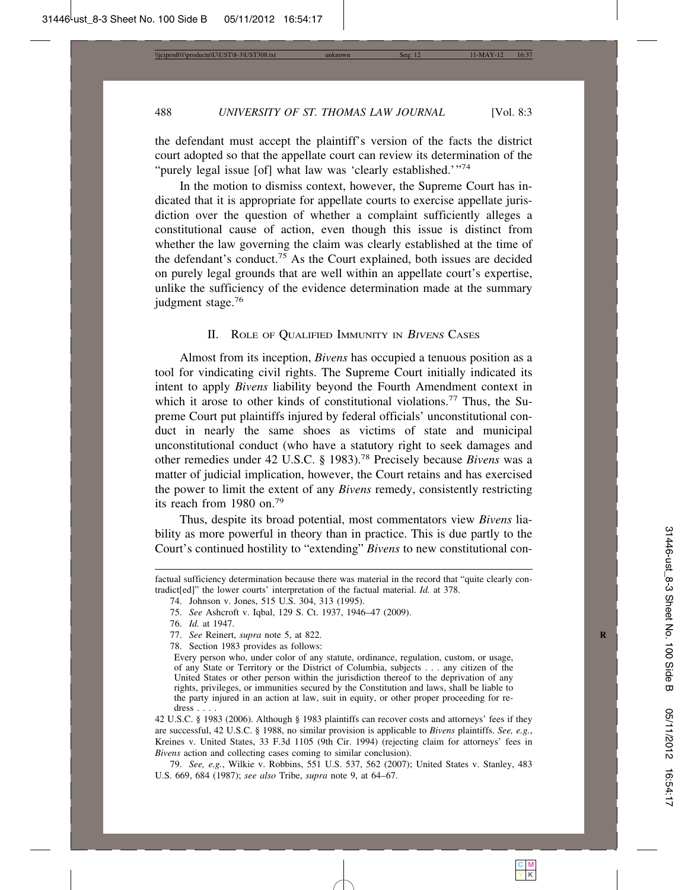the defendant must accept the plaintiff's version of the facts the district court adopted so that the appellate court can review its determination of the "purely legal issue [of] what law was 'clearly established.'"[74]

In the motion to dismiss context, however, the Supreme Court has indicated that it is appropriate for appellate courts to exercise appellate jurisdiction over the question of whether a complaint sufficiently alleges a constitutional cause of action, even though this issue is distinct from whether the law governing the claim was clearly established at the time of the defendant's conduct.[75] As the Court explained, both issues are decided on purely legal grounds that are well within an appellate court's expertise, unlike the sufficiency of the evidence determination made at the summary judgment stage.[76]

## II. Role of Qualified Immunity in *Bivens* Cases

Almost from its inception, *Bivens* has occupied a tenuous position as a tool for vindicating civil rights. The Supreme Court initially indicated its intent to apply *Bivens* liability beyond the Fourth Amendment context in which it arose to other kinds of constitutional violations.[77] Thus, the Supreme Court put plaintiffs injured by federal officials' unconstitutional conduct in nearly the same shoes as victims of state and municipal unconstitutional conduct (who have a statutory right to seek damages and other remedies under 42 U.S.C. § 1983).[78] Precisely because *Bivens* was a matter of judicial implication, however, the Court retains and has exercised the power to limit the extent of any *Bivens* remedy, consistently restricting its reach from 1980 on.[79]

Thus, despite its broad potential, most commentators view *Bivens* liability as more powerful in theory than in practice. This is due partly to the Court's continued hostility to "extending" *Bivens* to new constitutional con-

---

factual sufficiency determination because there was material in the record that "quite clearly contradict[ed]" the lower courts' interpretation of the factual material. *Id.* at 378.

74. Johnson v. Jones, 515 U.S. 304, 313 (1995).

75. *See* Ashcroft v. Iqbal, 129 S. Ct. 1937, 1946–47 (2009).

76. *Id.* at 1947.

77. *See* Reinert, *supra* note 5, at 822.

78. Section 1983 provides as follows:

> Every person who, under color of any statute, ordinance, regulation, custom, or usage, of any State or Territory or the District of Columbia, subjects . . . any citizen of the United States or other person within the jurisdiction thereof to the deprivation of any rights, privileges, or immunities secured by the Constitution and laws, shall be liable to the party injured in an action at law, suit in equity, or other proper proceeding for redress . . . .

42 U.S.C. § 1983 (2006). Although § 1983 plaintiffs can recover costs and attorneys' fees if they are successful, 42 U.S.C. § 1988, no similar provision is applicable to *Bivens* plaintiffs. *See, e.g.*, Kreines v. United States, 33 F.3d 1105 (9th Cir. 1994) (rejecting claim for attorneys' fees in *Bivens* action and collecting cases coming to similar conclusion).

79. *See, e.g.*, Wilkie v. Robbins, 551 U.S. 537, 562 (2007); United States v. Stanley, 483 U.S. 669, 684 (1987); *see also* Tribe, *supra* note 9, at 64–67.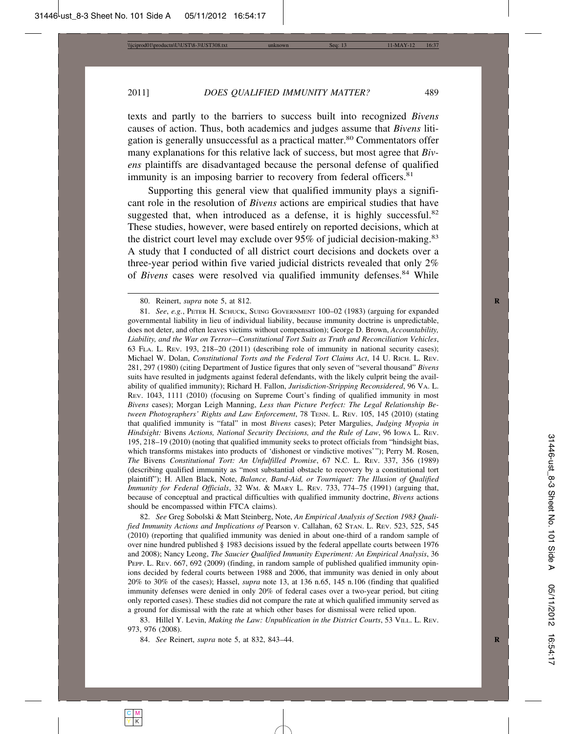texts and partly to the barriers to success built into recognized *Bivens* causes of action. Thus, both academics and judges assume that *Bivens* litigation is generally unsuccessful as a practical matter.[80] Commentators offer many explanations for this relative lack of success, but most agree that *Bivens* plaintiffs are disadvantaged because the personal defense of qualified immunity is an imposing barrier to recovery from federal officers.[81]

Supporting this general view that qualified immunity plays a significant role in the resolution of *Bivens* actions are empirical studies that have suggested that, when introduced as a defense, it is highly successful.[82] These studies, however, were based entirely on reported decisions, which at the district court level may exclude over 95% of judicial decision-making.[83] A study that I conducted of all district court decisions and dockets over a three-year period within five varied judicial districts revealed that only 2% of *Bivens* cases were resolved via qualified immunity defenses.[84] While

---

80. Reinert, *supra* note 5, at 812.

81. *See*, *e.g.*, Peter H. Schuck, Suing Government 100–02 (1983) (arguing for expanded governmental liability in lieu of individual liability, because immunity doctrine is unpredictable, does not deter, and often leaves victims without compensation); George D. Brown, *Accountability, Liability, and the War on Terror—Constitutional Tort Suits as Truth and Reconciliation Vehicles*, 63 Fla. L. Rev. 193, 218–20 (2011) (describing role of immunity in national security cases); Michael W. Dolan, *Constitutional Torts and the Federal Tort Claims Act*, 14 U. Rich. L. Rev. 281, 297 (1980) (citing Department of Justice figures that only seven of "several thousand" *Bivens* suits have resulted in judgments against federal defendants, with the likely culprit being the availability of qualified immunity); Richard H. Fallon, *Jurisdiction-Stripping Reconsidered*, 96 Va. L. Rev. 1043, 1111 (2010) (focusing on Supreme Court's finding of qualified immunity in most *Bivens* cases); Morgan Leigh Manning, *Less than Picture Perfect: The Legal Relationship Between Photographers' Rights and Law Enforcement*, 78 Tenn. L. Rev. 105, 145 (2010) (stating that qualified immunity is "fatal" in most *Bivens* cases); Peter Margulies, *Judging Myopia in Hindsight:* Bivens *Actions, National Security Decisions, and the Rule of Law*, 96 Iowa L. Rev. 195, 218–19 (2010) (noting that qualified immunity seeks to protect officials from "hindsight bias, which transforms mistakes into products of 'dishonest or vindictive motives'"); Perry M. Rosen, *The* Bivens *Constitutional Tort: An Unfulfilled Promise*, 67 N.C. L. Rev. 337, 356 (1989) (describing qualified immunity as "most substantial obstacle to recovery by a constitutional tort plaintiff"); H. Allen Black, Note, *Balance, Band-Aid, or Tourniquet: The Illusion of Qualified Immunity for Federal Officials*, 32 Wm. & Mary L. Rev. 733, 774–75 (1991) (arguing that, because of conceptual and practical difficulties with qualified immunity doctrine, *Bivens* actions should be encompassed within FTCA claims).

82. *See* Greg Sobolski & Matt Steinberg, Note, *An Empirical Analysis of Section 1983 Qualified Immunity Actions and Implications of* Pearson v. Callahan, 62 Stan. L. Rev. 523, 525, 545 (2010) (reporting that qualified immunity was denied in about one-third of a random sample of over nine hundred published § 1983 decisions issued by the federal appellate courts between 1976 and 2008); Nancy Leong, *The Saucier Qualified Immunity Experiment: An Empirical Analysis*, 36 Pepp. L. Rev. 667, 692 (2009) (finding, in random sample of published qualified immunity opinions decided by federal courts between 1988 and 2006, that immunity was denied in only about 20% to 30% of the cases); Hassel, *supra* note 13, at 136 n.65, 145 n.106 (finding that qualified immunity defenses were denied in only 20% of federal cases over a two-year period, but citing only reported cases). These studies did not compare the rate at which qualified immunity served as a ground for dismissal with the rate at which other bases for dismissal were relied upon.

83. Hillel Y. Levin, *Making the Law: Unpublication in the District Courts*, 53 Vill. L. Rev. 973, 976 (2008).

84. *See* Reinert, *supra* note 5, at 832, 843–44.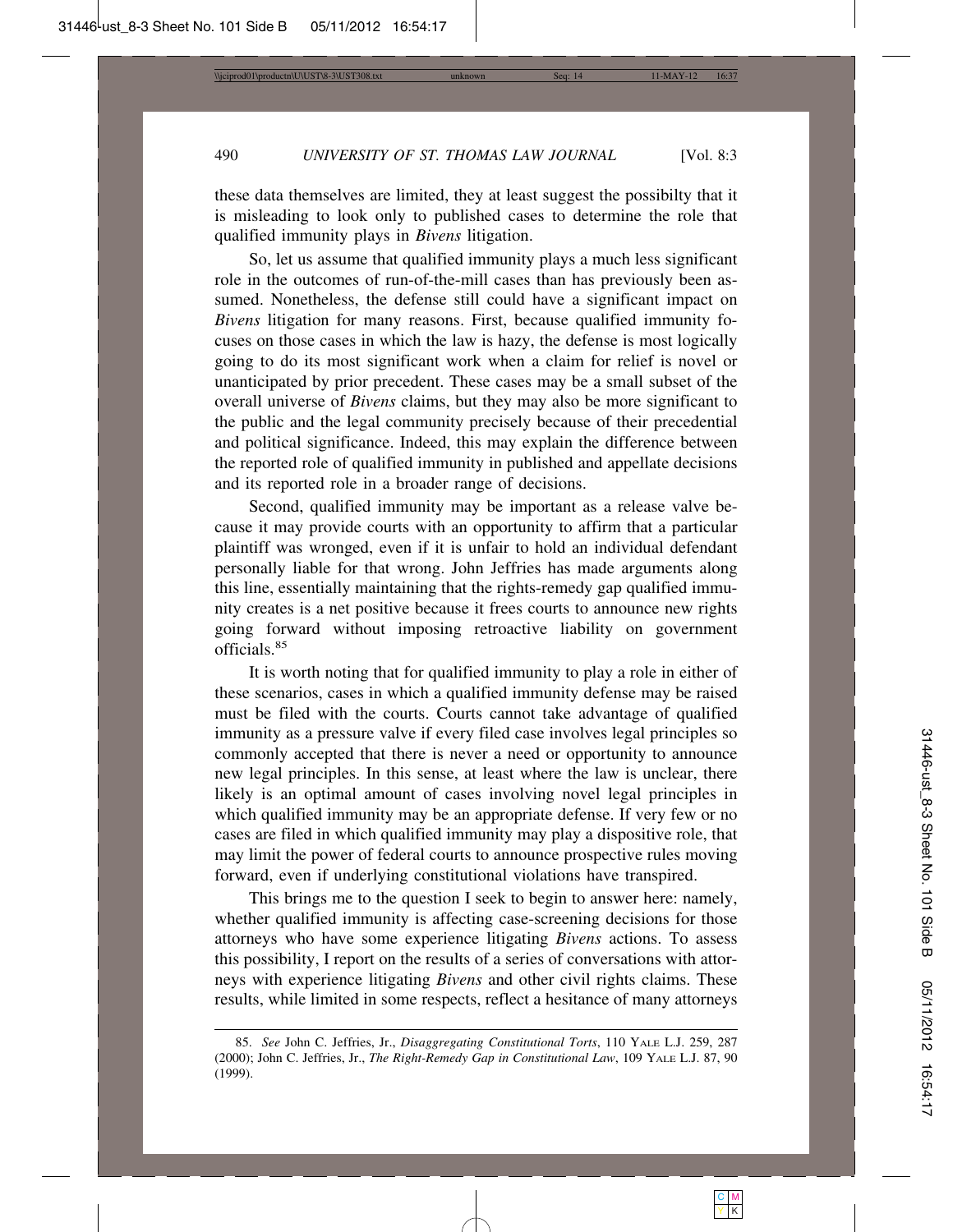these data themselves are limited, they at least suggest the possibilty that it is misleading to look only to published cases to determine the role that qualified immunity plays in *Bivens* litigation.

So, let us assume that qualified immunity plays a much less significant role in the outcomes of run-of-the-mill cases than has previously been assumed. Nonetheless, the defense still could have a significant impact on *Bivens* litigation for many reasons. First, because qualified immunity focuses on those cases in which the law is hazy, the defense is most logically going to do its most significant work when a claim for relief is novel or unanticipated by prior precedent. These cases may be a small subset of the overall universe of *Bivens* claims, but they may also be more significant to the public and the legal community precisely because of their precedential and political significance. Indeed, this may explain the difference between the reported role of qualified immunity in published and appellate decisions and its reported role in a broader range of decisions.

Second, qualified immunity may be important as a release valve because it may provide courts with an opportunity to affirm that a particular plaintiff was wronged, even if it is unfair to hold an individual defendant personally liable for that wrong. John Jeffries has made arguments along this line, essentially maintaining that the rights-remedy gap qualified immunity creates is a net positive because it frees courts to announce new rights going forward without imposing retroactive liability on government officials.[85]

It is worth noting that for qualified immunity to play a role in either of these scenarios, cases in which a qualified immunity defense may be raised must be filed with the courts. Courts cannot take advantage of qualified immunity as a pressure valve if every filed case involves legal principles so commonly accepted that there is never a need or opportunity to announce new legal principles. In this sense, at least where the law is unclear, there likely is an optimal amount of cases involving novel legal principles in which qualified immunity may be an appropriate defense. If very few or no cases are filed in which qualified immunity may play a dispositive role, that may limit the power of federal courts to announce prospective rules moving forward, even if underlying constitutional violations have transpired.

This brings me to the question I seek to begin to answer here: namely, whether qualified immunity is affecting case-screening decisions for those attorneys who have some experience litigating *Bivens* actions. To assess this possibility, I report on the results of a series of conversations with attorneys with experience litigating *Bivens* and other civil rights claims. These results, while limited in some respects, reflect a hesitance of many attorneys

---

85. *See* John C. Jeffries, Jr., *Disaggregating Constitutional Torts*, 110 YALE L.J. 259, 287 (2000); John C. Jeffries, Jr., *The Right-Remedy Gap in Constitutional Law*, 109 YALE L.J. 87, 90 (1999).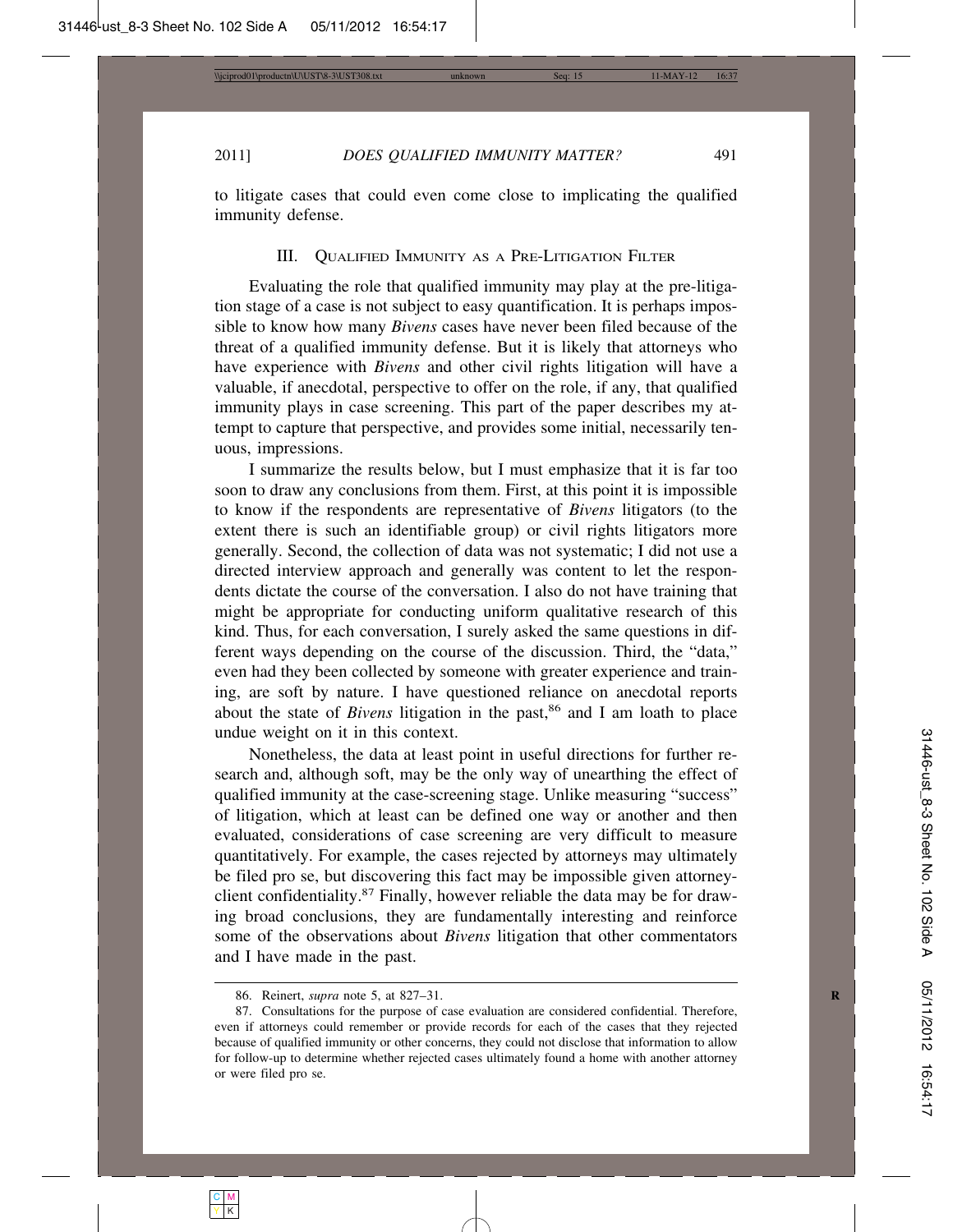to litigate cases that could even come close to implicating the qualified immunity defense.

## III. Qualified Immunity as a Pre-Litigation Filter

Evaluating the role that qualified immunity may play at the pre-litigation stage of a case is not subject to easy quantification. It is perhaps impossible to know how many *Bivens* cases have never been filed because of the threat of a qualified immunity defense. But it is likely that attorneys who have experience with *Bivens* and other civil rights litigation will have a valuable, if anecdotal, perspective to offer on the role, if any, that qualified immunity plays in case screening. This part of the paper describes my attempt to capture that perspective, and provides some initial, necessarily tenuous, impressions.

I summarize the results below, but I must emphasize that it is far too soon to draw any conclusions from them. First, at this point it is impossible to know if the respondents are representative of *Bivens* litigators (to the extent there is such an identifiable group) or civil rights litigators more generally. Second, the collection of data was not systematic; I did not use a directed interview approach and generally was content to let the respondents dictate the course of the conversation. I also do not have training that might be appropriate for conducting uniform qualitative research of this kind. Thus, for each conversation, I surely asked the same questions in different ways depending on the course of the discussion. Third, the "data," even had they been collected by someone with greater experience and training, are soft by nature. I have questioned reliance on anecdotal reports about the state of *Bivens* litigation in the past,[86] and I am loath to place undue weight on it in this context.

Nonetheless, the data at least point in useful directions for further research and, although soft, may be the only way of unearthing the effect of qualified immunity at the case-screening stage. Unlike measuring "success" of litigation, which at least can be defined one way or another and then evaluated, considerations of case screening are very difficult to measure quantitatively. For example, the cases rejected by attorneys may ultimately be filed pro se, but discovering this fact may be impossible given attorney-client confidentiality.[87] Finally, however reliable the data may be for drawing broad conclusions, they are fundamentally interesting and reinforce some of the observations about *Bivens* litigation that other commentators and I have made in the past.

---

86. Reinert, *supra* note 5, at 827–31.

87. Consultations for the purpose of case evaluation are considered confidential. Therefore, even if attorneys could remember or provide records for each of the cases that they rejected because of qualified immunity or other concerns, they could not disclose that information to allow for follow-up to determine whether rejected cases ultimately found a home with another attorney or were filed pro se.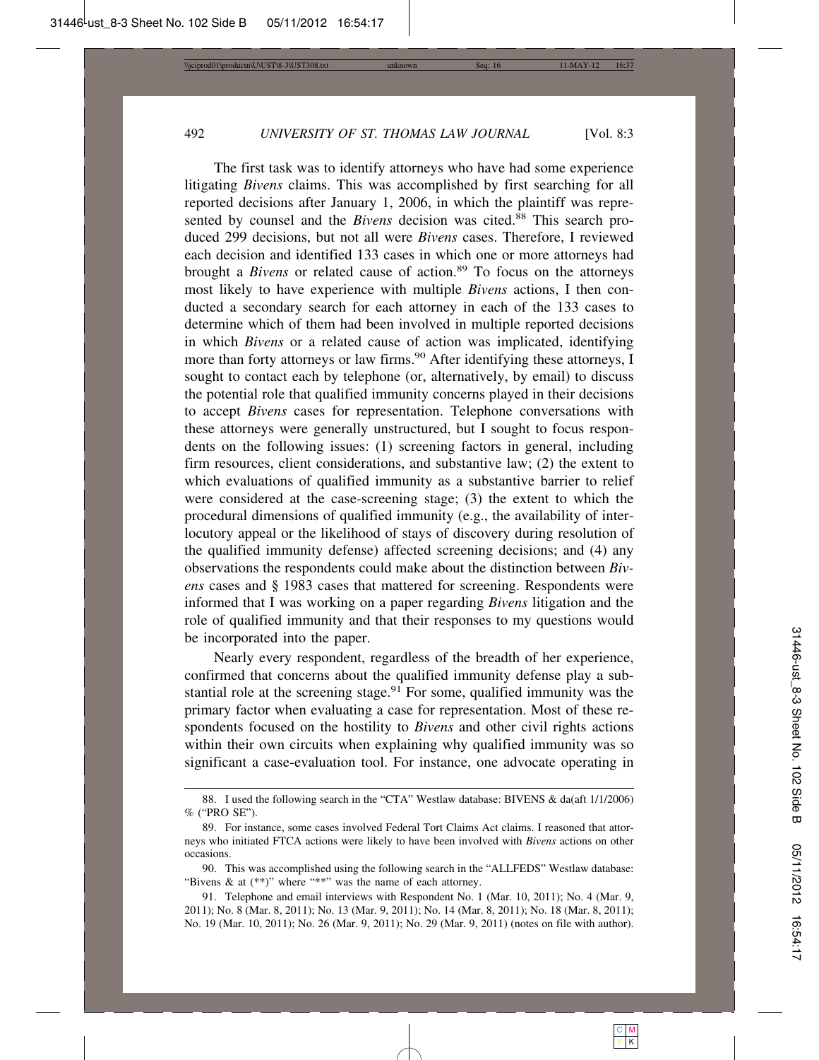The first task was to identify attorneys who have had some experience litigating *Bivens* claims. This was accomplished by first searching for all reported decisions after January 1, 2006, in which the plaintiff was represented by counsel and the *Bivens* decision was cited.[88] This search produced 299 decisions, but not all were *Bivens* cases. Therefore, I reviewed each decision and identified 133 cases in which one or more attorneys had brought a *Bivens* or related cause of action.[89] To focus on the attorneys most likely to have experience with multiple *Bivens* actions, I then conducted a secondary search for each attorney in each of the 133 cases to determine which of them had been involved in multiple reported decisions in which *Bivens* or a related cause of action was implicated, identifying more than forty attorneys or law firms.[90] After identifying these attorneys, I sought to contact each by telephone (or, alternatively, by email) to discuss the potential role that qualified immunity concerns played in their decisions to accept *Bivens* cases for representation. Telephone conversations with these attorneys were generally unstructured, but I sought to focus respondents on the following issues: (1) screening factors in general, including firm resources, client considerations, and substantive law; (2) the extent to which evaluations of qualified immunity as a substantive barrier to relief were considered at the case-screening stage; (3) the extent to which the procedural dimensions of qualified immunity (e.g., the availability of interlocutory appeal or the likelihood of stays of discovery during resolution of the qualified immunity defense) affected screening decisions; and (4) any observations the respondents could make about the distinction between *Bivens* cases and § 1983 cases that mattered for screening. Respondents were informed that I was working on a paper regarding *Bivens* litigation and the role of qualified immunity and that their responses to my questions would be incorporated into the paper.

Nearly every respondent, regardless of the breadth of her experience, confirmed that concerns about the qualified immunity defense play a substantial role at the screening stage.[91] For some, qualified immunity was the primary factor when evaluating a case for representation. Most of these respondents focused on the hostility to *Bivens* and other civil rights actions within their own circuits when explaining why qualified immunity was so significant a case-evaluation tool. For instance, one advocate operating in

---

88. I used the following search in the "CTA" Westlaw database: BIVENS & da(aft 1/1/2006) % ("PRO SE").

89. For instance, some cases involved Federal Tort Claims Act claims. I reasoned that attorneys who initiated FTCA actions were likely to have been involved with *Bivens* actions on other occasions.

90. This was accomplished using the following search in the "ALLFEDS" Westlaw database: "Bivens & at (**)" where "**" was the name of each attorney.

91. Telephone and email interviews with Respondent No. 1 (Mar. 10, 2011); No. 4 (Mar. 9, 2011); No. 8 (Mar. 8, 2011); No. 13 (Mar. 9, 2011); No. 14 (Mar. 8, 2011); No. 18 (Mar. 8, 2011); No. 19 (Mar. 10, 2011); No. 26 (Mar. 9, 2011); No. 29 (Mar. 9, 2011) (notes on file with author).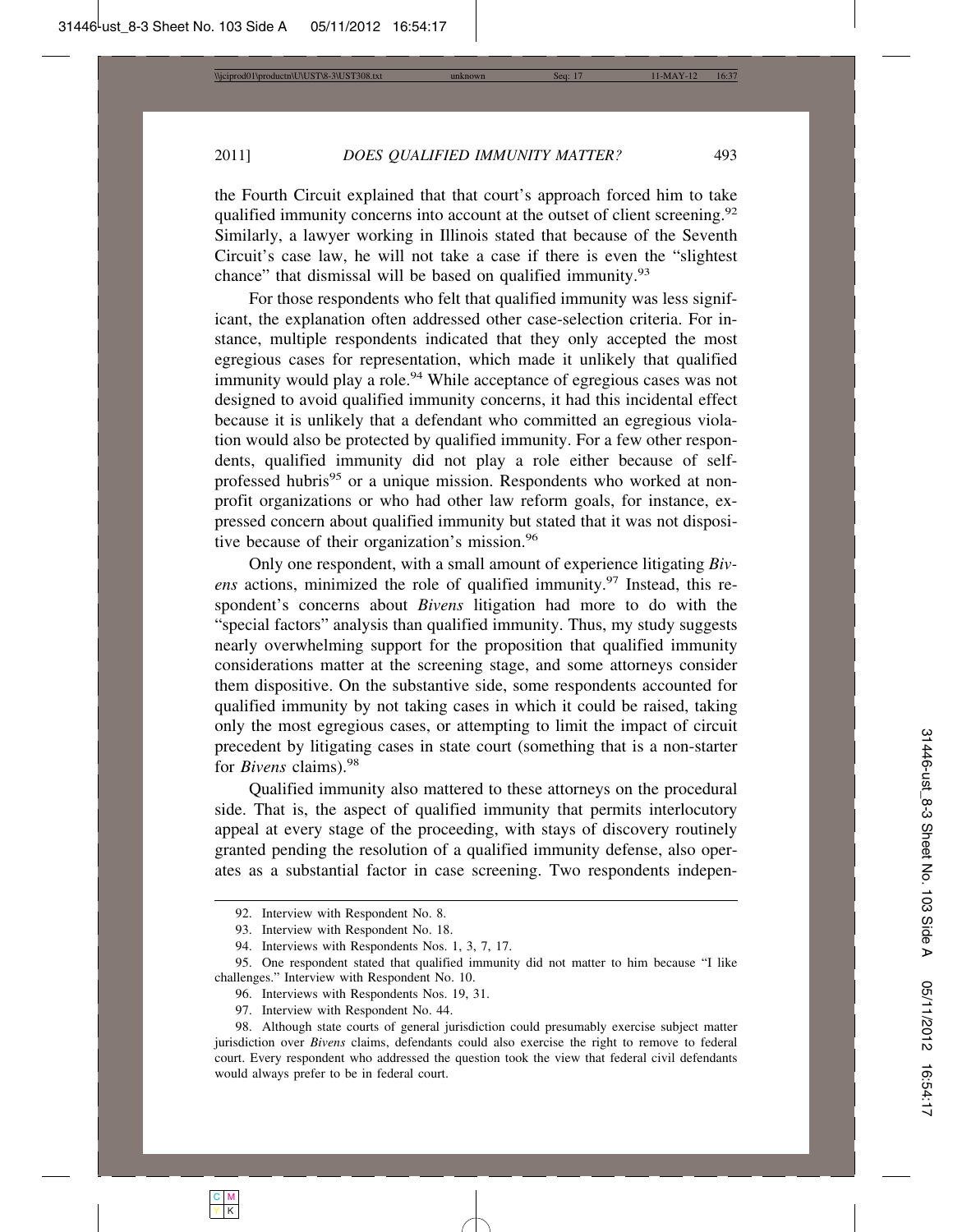the Fourth Circuit explained that that court's approach forced him to take qualified immunity concerns into account at the outset of client screening.[92] Similarly, a lawyer working in Illinois stated that because of the Seventh Circuit's case law, he will not take a case if there is even the "slightest chance" that dismissal will be based on qualified immunity.[93]

For those respondents who felt that qualified immunity was less significant, the explanation often addressed other case-selection criteria. For instance, multiple respondents indicated that they only accepted the most egregious cases for representation, which made it unlikely that qualified immunity would play a role.[94] While acceptance of egregious cases was not designed to avoid qualified immunity concerns, it had this incidental effect because it is unlikely that a defendant who committed an egregious violation would also be protected by qualified immunity. For a few other respondents, qualified immunity did not play a role either because of self-professed hubris[95] or a unique mission. Respondents who worked at nonprofit organizations or who had other law reform goals, for instance, expressed concern about qualified immunity but stated that it was not dispositive because of their organization's mission.[96]

Only one respondent, with a small amount of experience litigating *Bivens* actions, minimized the role of qualified immunity.[97] Instead, this respondent's concerns about *Bivens* litigation had more to do with the "special factors" analysis than qualified immunity. Thus, my study suggests nearly overwhelming support for the proposition that qualified immunity considerations matter at the screening stage, and some attorneys consider them dispositive. On the substantive side, some respondents accounted for qualified immunity by not taking cases in which it could be raised, taking only the most egregious cases, or attempting to limit the impact of circuit precedent by litigating cases in state court (something that is a non-starter for *Bivens* claims).[98]

Qualified immunity also mattered to these attorneys on the procedural side. That is, the aspect of qualified immunity that permits interlocutory appeal at every stage of the proceeding, with stays of discovery routinely granted pending the resolution of a qualified immunity defense, also operates as a substantial factor in case screening. Two respondents indepen-

92. Interview with Respondent No. 8.

93. Interview with Respondent No. 18.

94. Interviews with Respondents Nos. 1, 3, 7, 17.

95. One respondent stated that qualified immunity did not matter to him because "I like challenges." Interview with Respondent No. 10.

96. Interviews with Respondents Nos. 19, 31.

97. Interview with Respondent No. 44.

98. Although state courts of general jurisdiction could presumably exercise subject matter jurisdiction over *Bivens* claims, defendants could also exercise the right to remove to federal court. Every respondent who addressed the question took the view that federal civil defendants would always prefer to be in federal court.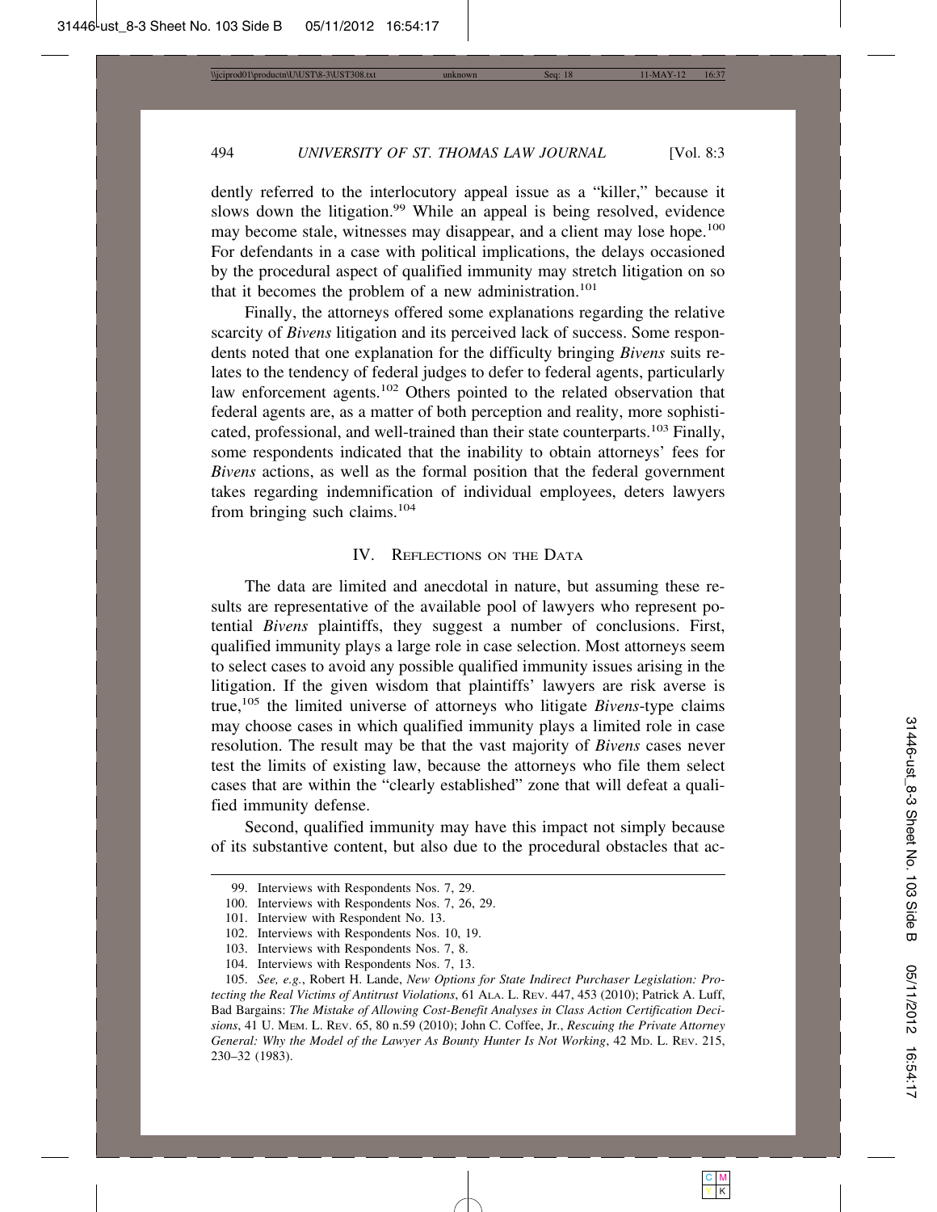dently referred to the interlocutory appeal issue as a "killer," because it slows down the litigation.[99] While an appeal is being resolved, evidence may become stale, witnesses may disappear, and a client may lose hope.[100] For defendants in a case with political implications, the delays occasioned by the procedural aspect of qualified immunity may stretch litigation on so that it becomes the problem of a new administration.[101]

Finally, the attorneys offered some explanations regarding the relative scarcity of *Bivens* litigation and its perceived lack of success. Some respondents noted that one explanation for the difficulty bringing *Bivens* suits relates to the tendency of federal judges to defer to federal agents, particularly law enforcement agents.[102] Others pointed to the related observation that federal agents are, as a matter of both perception and reality, more sophisticated, professional, and well-trained than their state counterparts.[103] Finally, some respondents indicated that the inability to obtain attorneys' fees for *Bivens* actions, as well as the formal position that the federal government takes regarding indemnification of individual employees, deters lawyers from bringing such claims.[104]

## IV. Reflections on the Data

The data are limited and anecdotal in nature, but assuming these results are representative of the available pool of lawyers who represent potential *Bivens* plaintiffs, they suggest a number of conclusions. First, qualified immunity plays a large role in case selection. Most attorneys seem to select cases to avoid any possible qualified immunity issues arising in the litigation. If the given wisdom that plaintiffs' lawyers are risk averse is true,[105] the limited universe of attorneys who litigate *Bivens*-type claims may choose cases in which qualified immunity plays a limited role in case resolution. The result may be that the vast majority of *Bivens* cases never test the limits of existing law, because the attorneys who file them select cases that are within the "clearly established" zone that will defeat a qualified immunity defense.

Second, qualified immunity may have this impact not simply because of its substantive content, but also due to the procedural obstacles that ac-

---

99. Interviews with Respondents Nos. 7, 29.

100. Interviews with Respondents Nos. 7, 26, 29.

101. Interview with Respondent No. 13.

102. Interviews with Respondents Nos. 10, 19.

103. Interviews with Respondents Nos. 7, 8.

104. Interviews with Respondents Nos. 7, 13.

105. *See, e.g.*, Robert H. Lande, *New Options for State Indirect Purchaser Legislation: Protecting the Real Victims of Antitrust Violations*, 61 Ala. L. Rev. 447, 453 (2010); Patrick A. Luff, Bad Bargains: *The Mistake of Allowing Cost-Benefit Analyses in Class Action Certification Decisions*, 41 U. Mem. L. Rev. 65, 80 n.59 (2010); John C. Coffee, Jr., *Rescuing the Private Attorney General: Why the Model of the Lawyer As Bounty Hunter Is Not Working*, 42 Md. L. Rev. 215, 230–32 (1983).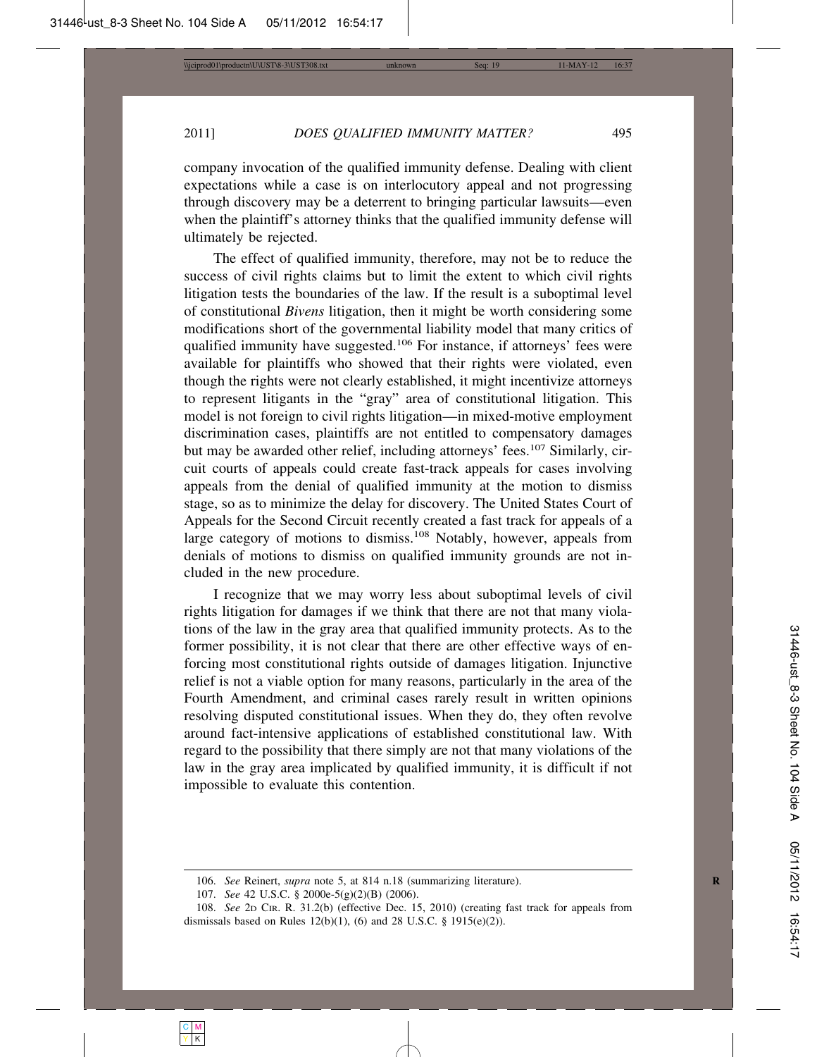company invocation of the qualified immunity defense. Dealing with client expectations while a case is on interlocutory appeal and not progressing through discovery may be a deterrent to bringing particular lawsuits—even when the plaintiff's attorney thinks that the qualified immunity defense will ultimately be rejected.

The effect of qualified immunity, therefore, may not be to reduce the success of civil rights claims but to limit the extent to which civil rights litigation tests the boundaries of the law. If the result is a suboptimal level of constitutional *Bivens* litigation, then it might be worth considering some modifications short of the governmental liability model that many critics of qualified immunity have suggested.[106] For instance, if attorneys' fees were available for plaintiffs who showed that their rights were violated, even though the rights were not clearly established, it might incentivize attorneys to represent litigants in the "gray" area of constitutional litigation. This model is not foreign to civil rights litigation—in mixed-motive employment discrimination cases, plaintiffs are not entitled to compensatory damages but may be awarded other relief, including attorneys' fees.[107] Similarly, circuit courts of appeals could create fast-track appeals for cases involving appeals from the denial of qualified immunity at the motion to dismiss stage, so as to minimize the delay for discovery. The United States Court of Appeals for the Second Circuit recently created a fast track for appeals of a large category of motions to dismiss.[108] Notably, however, appeals from denials of motions to dismiss on qualified immunity grounds are not included in the new procedure.

I recognize that we may worry less about suboptimal levels of civil rights litigation for damages if we think that there are not that many violations of the law in the gray area that qualified immunity protects. As to the former possibility, it is not clear that there are other effective ways of enforcing most constitutional rights outside of damages litigation. Injunctive relief is not a viable option for many reasons, particularly in the area of the Fourth Amendment, and criminal cases rarely result in written opinions resolving disputed constitutional issues. When they do, they often revolve around fact-intensive applications of established constitutional law. With regard to the possibility that there simply are not that many violations of the law in the gray area implicated by qualified immunity, it is difficult if not impossible to evaluate this contention.

---

106. *See* Reinert, *supra* note 5, at 814 n.18 (summarizing literature).

107. *See* 42 U.S.C. § 2000e-5(g)(2)(B) (2006).

108. *See* 2d Cir. R. 31.2(b) (effective Dec. 15, 2010) (creating fast track for appeals from dismissals based on Rules 12(b)(1), (6) and 28 U.S.C. § 1915(e)(2)).